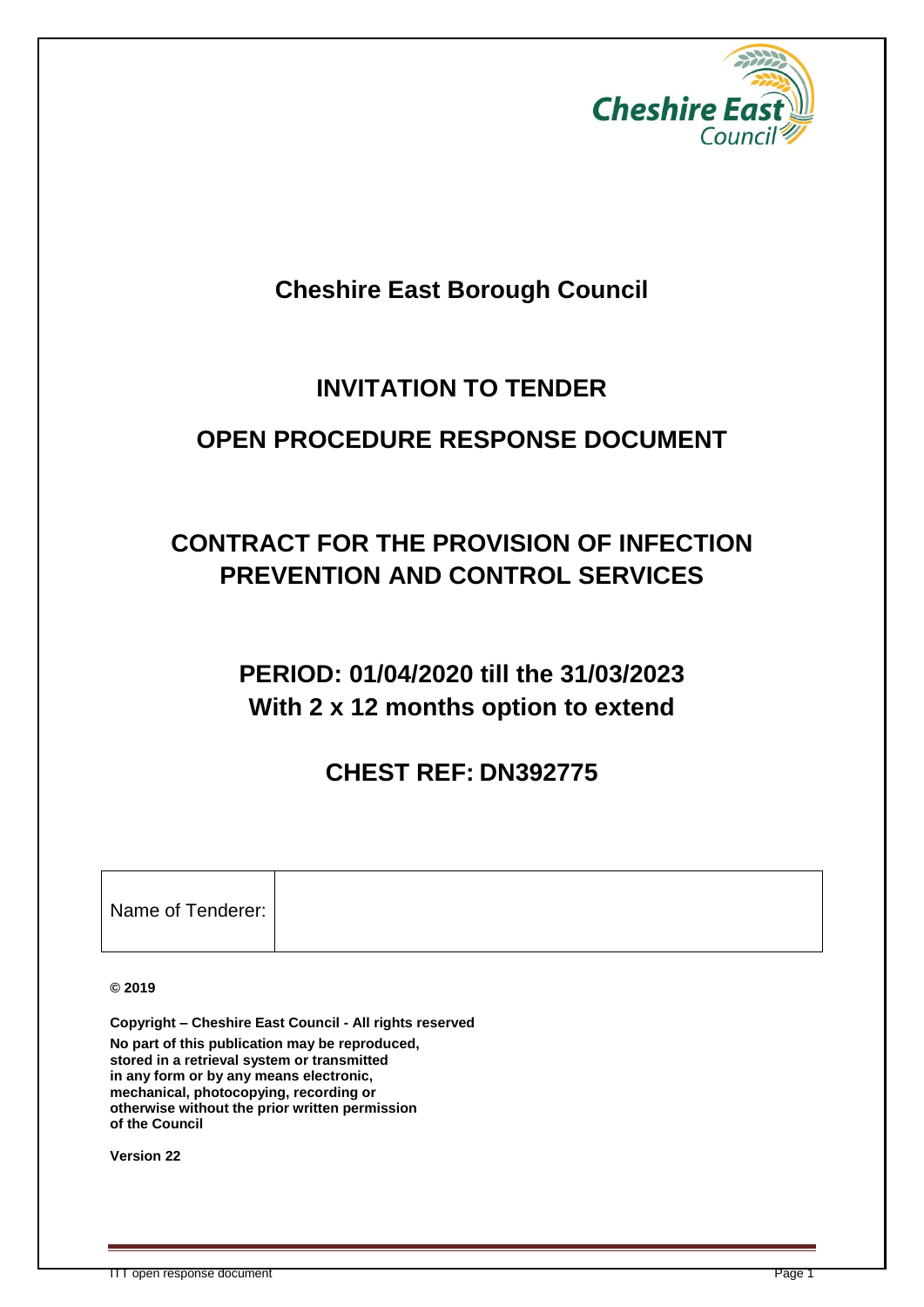Cheshire East Council

# Cheshire East Borough Council

## INVITATION TO TENDER

## OPEN PROCEDURE RESPONSE DOCUMENT

## CONTRACT FOR THE PROVISION OF INFECTION PREVENTION AND CONTROL SERVICES

## PERIOD: 01/04/2020 till the 31/03/2023
## With 2 x 12 months option to extend

## CHEST REF: DN392775

| Name of Tenderer: | |
|---|---|

**© 2019**

**Copyright – Cheshire East Council - All rights reserved**

**No part of this publication may be reproduced, stored in a retrieval system or transmitted in any form or by any means electronic, mechanical, photocopying, recording or otherwise without the prior written permission of the Council**

**Version 22**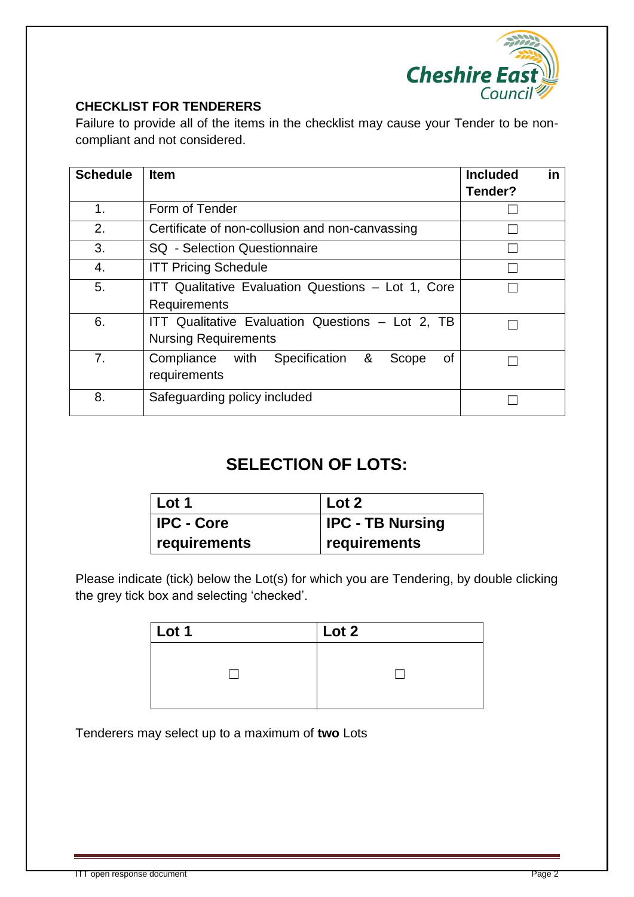**CHECKLIST FOR TENDERERS**

Failure to provide all of the items in the checklist may cause your Tender to be non-compliant and not considered.

| Schedule | Item | Included in Tender? |
|---|---|---|
| 1. | Form of Tender | ☐ |
| 2. | Certificate of non-collusion and non-canvassing | ☐ |
| 3. | SQ - Selection Questionnaire | ☐ |
| 4. | ITT Pricing Schedule | ☐ |
| 5. | ITT Qualitative Evaluation Questions – Lot 1, Core Requirements | ☐ |
| 6. | ITT Qualitative Evaluation Questions – Lot 2, TB Nursing Requirements | ☐ |
| 7. | Compliance with Specification & Scope of requirements | ☐ |
| 8. | Safeguarding policy included | ☐ |

## SELECTION OF LOTS:

| Lot 1 | Lot 2 |
|---|---|
| **IPC - Core requirements** | **IPC - TB Nursing requirements** |

Please indicate (tick) below the Lot(s) for which you are Tendering, by double clicking the grey tick box and selecting 'checked'.

| Lot 1 | Lot 2 |
|---|---|
| ☐ | ☐ |

Tenderers may select up to a maximum of **two** Lots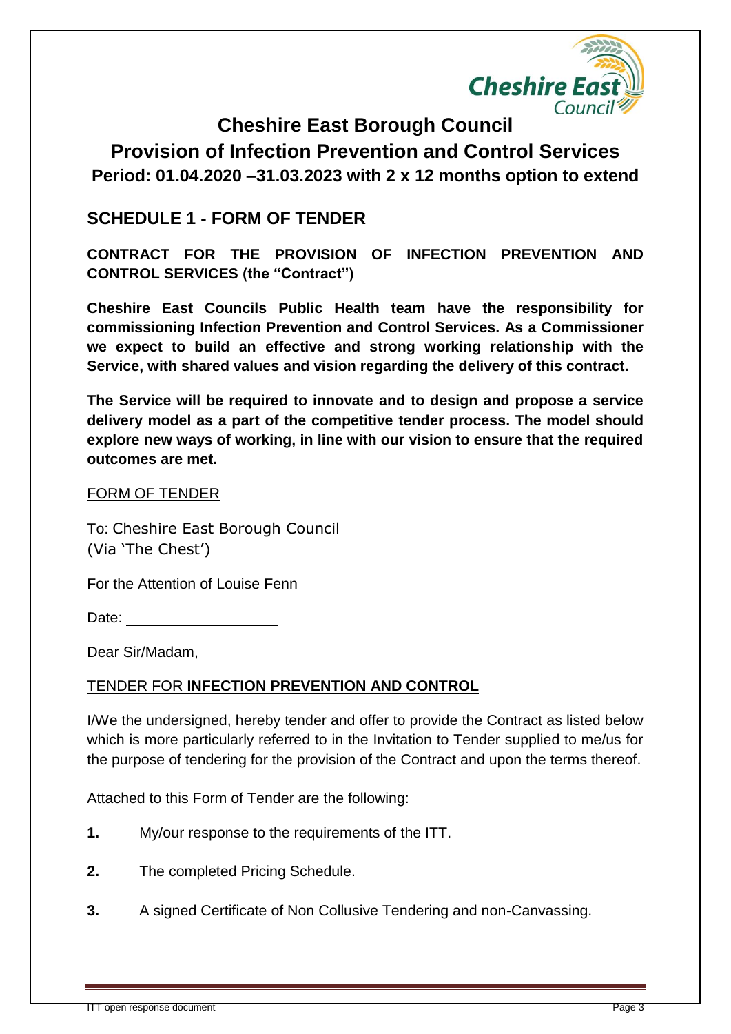# Cheshire East Borough Council

# Provision of Infection Prevention and Control Services

### Period: 01.04.2020 –31.03.2023 with 2 x 12 months option to extend

## SCHEDULE 1 - FORM OF TENDER

**CONTRACT FOR THE PROVISION OF INFECTION PREVENTION AND CONTROL SERVICES (the "Contract")**

**Cheshire East Councils Public Health team have the responsibility for commissioning Infection Prevention and Control Services. As a Commissioner we expect to build an effective and strong working relationship with the Service, with shared values and vision regarding the delivery of this contract.**

**The Service will be required to innovate and to design and propose a service delivery model as a part of the competitive tender process. The model should explore new ways of working, in line with our vision to ensure that the required outcomes are met.**

FORM OF TENDER

To: Cheshire East Borough Council
(Via 'The Chest')

For the Attention of Louise Fenn

Date: ____________________

Dear Sir/Madam,

TENDER FOR **INFECTION PREVENTION AND CONTROL**

I/We the undersigned, hereby tender and offer to provide the Contract as listed below which is more particularly referred to in the Invitation to Tender supplied to me/us for the purpose of tendering for the provision of the Contract and upon the terms thereof.

Attached to this Form of Tender are the following:

**1.** My/our response to the requirements of the ITT.

**2.** The completed Pricing Schedule.

**3.** A signed Certificate of Non Collusive Tendering and non-Canvassing.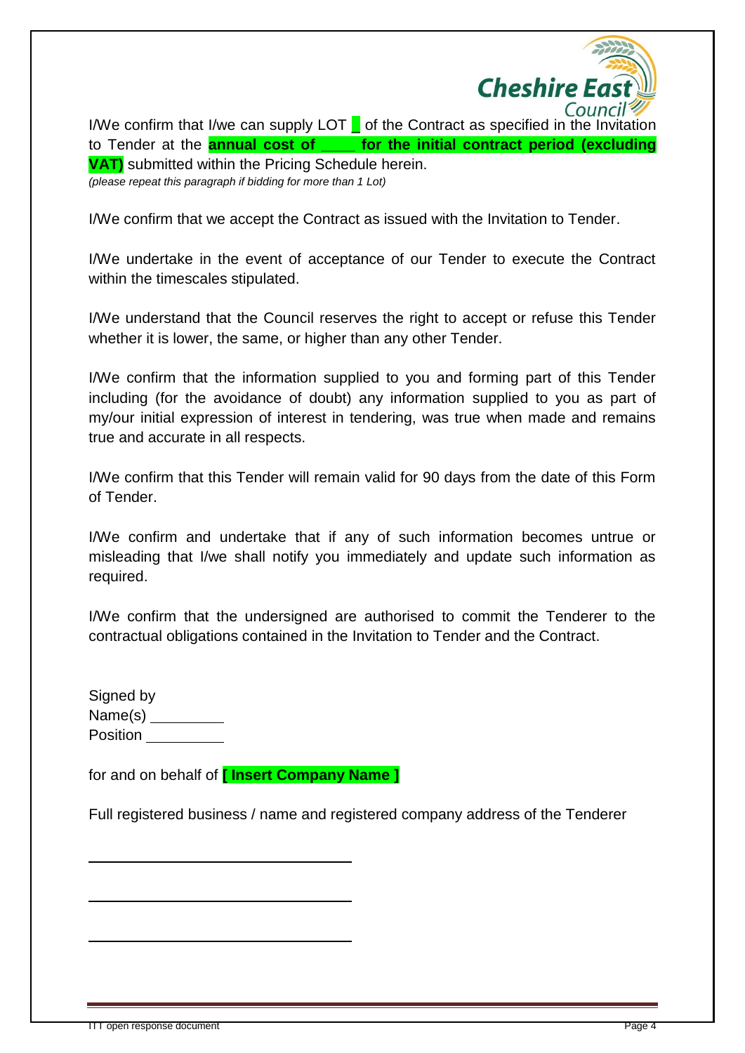I/We confirm that I/we can supply LOT _ of the Contract as specified in the Invitation to Tender at the **annual cost of ____ for the initial contract period (excluding VAT)** submitted within the Pricing Schedule herein.
*(please repeat this paragraph if bidding for more than 1 Lot)*

I/We confirm that we accept the Contract as issued with the Invitation to Tender.

I/We undertake in the event of acceptance of our Tender to execute the Contract within the timescales stipulated.

I/We understand that the Council reserves the right to accept or refuse this Tender whether it is lower, the same, or higher than any other Tender.

I/We confirm that the information supplied to you and forming part of this Tender including (for the avoidance of doubt) any information supplied to you as part of my/our initial expression of interest in tendering, was true when made and remains true and accurate in all respects.

I/We confirm that this Tender will remain valid for 90 days from the date of this Form of Tender.

I/We confirm and undertake that if any of such information becomes untrue or misleading that I/we shall notify you immediately and update such information as required.

I/We confirm that the undersigned are authorised to commit the Tenderer to the contractual obligations contained in the Invitation to Tender and the Contract.

Signed by
Name(s) _________
Position _________

for and on behalf of **[ Insert Company Name ]**

Full registered business / name and registered company address of the Tenderer

______________________________

______________________________

______________________________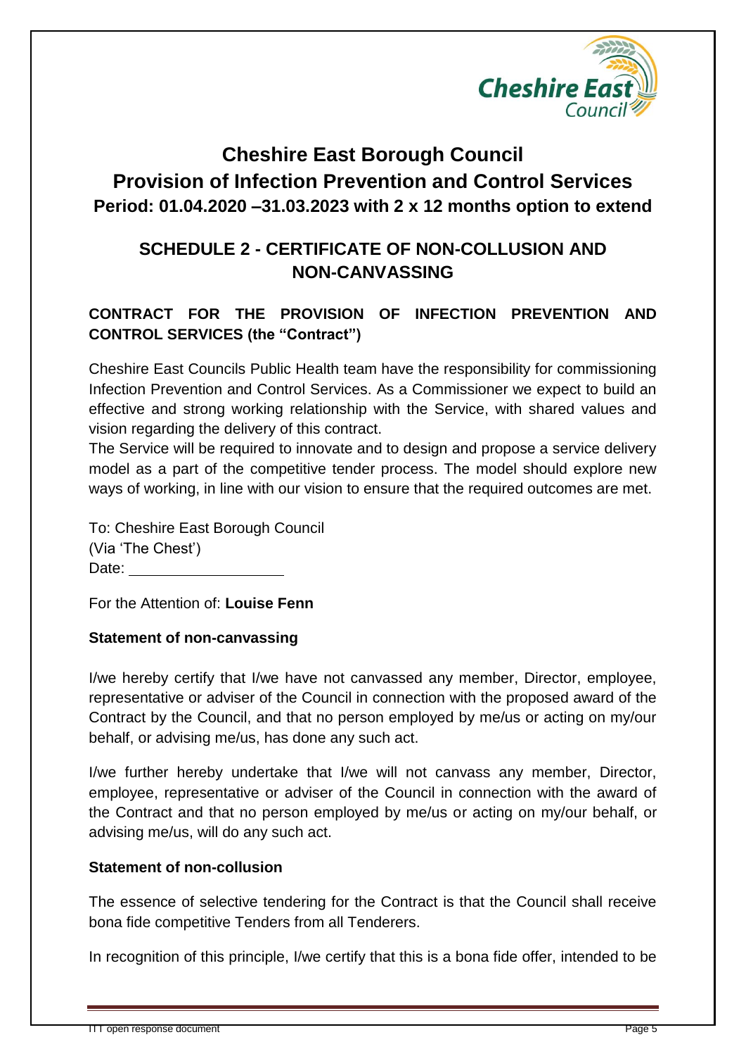# Cheshire East Borough Council
# Provision of Infection Prevention and Control Services
### Period: 01.04.2020 –31.03.2023 with 2 x 12 months option to extend

## SCHEDULE 2 - CERTIFICATE OF NON-COLLUSION AND NON-CANVASSING

**CONTRACT FOR THE PROVISION OF INFECTION PREVENTION AND CONTROL SERVICES (the "Contract")**

Cheshire East Councils Public Health team have the responsibility for commissioning Infection Prevention and Control Services. As a Commissioner we expect to build an effective and strong working relationship with the Service, with shared values and vision regarding the delivery of this contract.
The Service will be required to innovate and to design and propose a service delivery model as a part of the competitive tender process. The model should explore new ways of working, in line with our vision to ensure that the required outcomes are met.

To: Cheshire East Borough Council
(Via 'The Chest')
Date: ____________________

For the Attention of: **Louise Fenn**

**Statement of non-canvassing**

I/we hereby certify that I/we have not canvassed any member, Director, employee, representative or adviser of the Council in connection with the proposed award of the Contract by the Council, and that no person employed by me/us or acting on my/our behalf, or advising me/us, has done any such act.

I/we further hereby undertake that I/we will not canvass any member, Director, employee, representative or adviser of the Council in connection with the award of the Contract and that no person employed by me/us or acting on my/our behalf, or advising me/us, will do any such act.

**Statement of non-collusion**

The essence of selective tendering for the Contract is that the Council shall receive bona fide competitive Tenders from all Tenderers.

In recognition of this principle, I/we certify that this is a bona fide offer, intended to be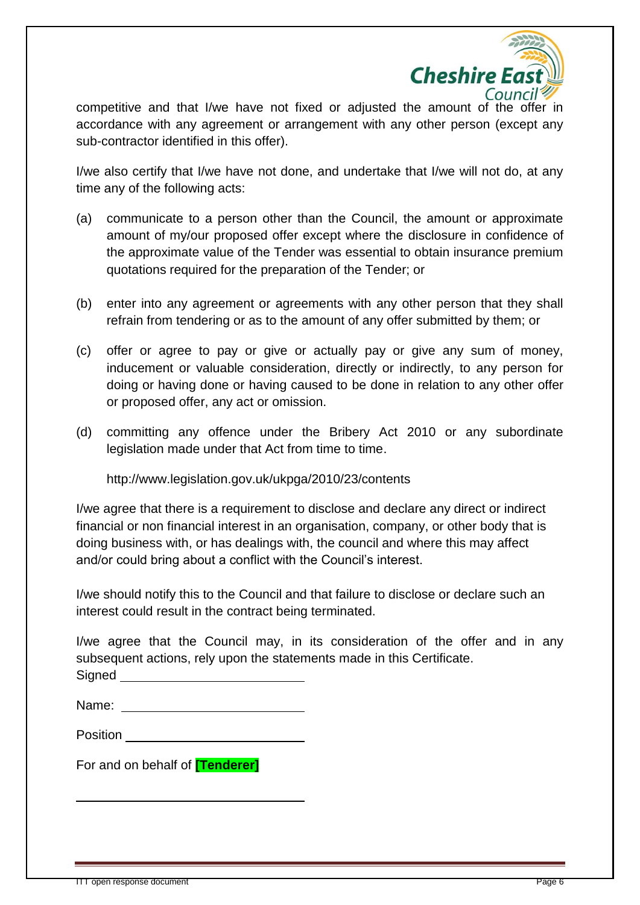competitive and that I/we have not fixed or adjusted the amount of the offer in accordance with any agreement or arrangement with any other person (except any sub-contractor identified in this offer).

I/we also certify that I/we have not done, and undertake that I/we will not do, at any time any of the following acts:

(a) communicate to a person other than the Council, the amount or approximate amount of my/our proposed offer except where the disclosure in confidence of the approximate value of the Tender was essential to obtain insurance premium quotations required for the preparation of the Tender; or

(b) enter into any agreement or agreements with any other person that they shall refrain from tendering or as to the amount of any offer submitted by them; or

(c) offer or agree to pay or give or actually pay or give any sum of money, inducement or valuable consideration, directly or indirectly, to any person for doing or having done or having caused to be done in relation to any other offer or proposed offer, any act or omission.

(d) committing any offence under the Bribery Act 2010 or any subordinate legislation made under that Act from time to time.

http://www.legislation.gov.uk/ukpga/2010/23/contents

I/we agree that there is a requirement to disclose and declare any direct or indirect financial or non financial interest in an organisation, company, or other body that is doing business with, or has dealings with, the council and where this may affect and/or could bring about a conflict with the Council's interest.

I/we should notify this to the Council and that failure to disclose or declare such an interest could result in the contract being terminated.

I/we agree that the Council may, in its consideration of the offer and in any subsequent actions, rely upon the statements made in this Certificate.

Signed ____________________

Name: ____________________

Position ____________________

For and on behalf of **[Tenderer]**

____________________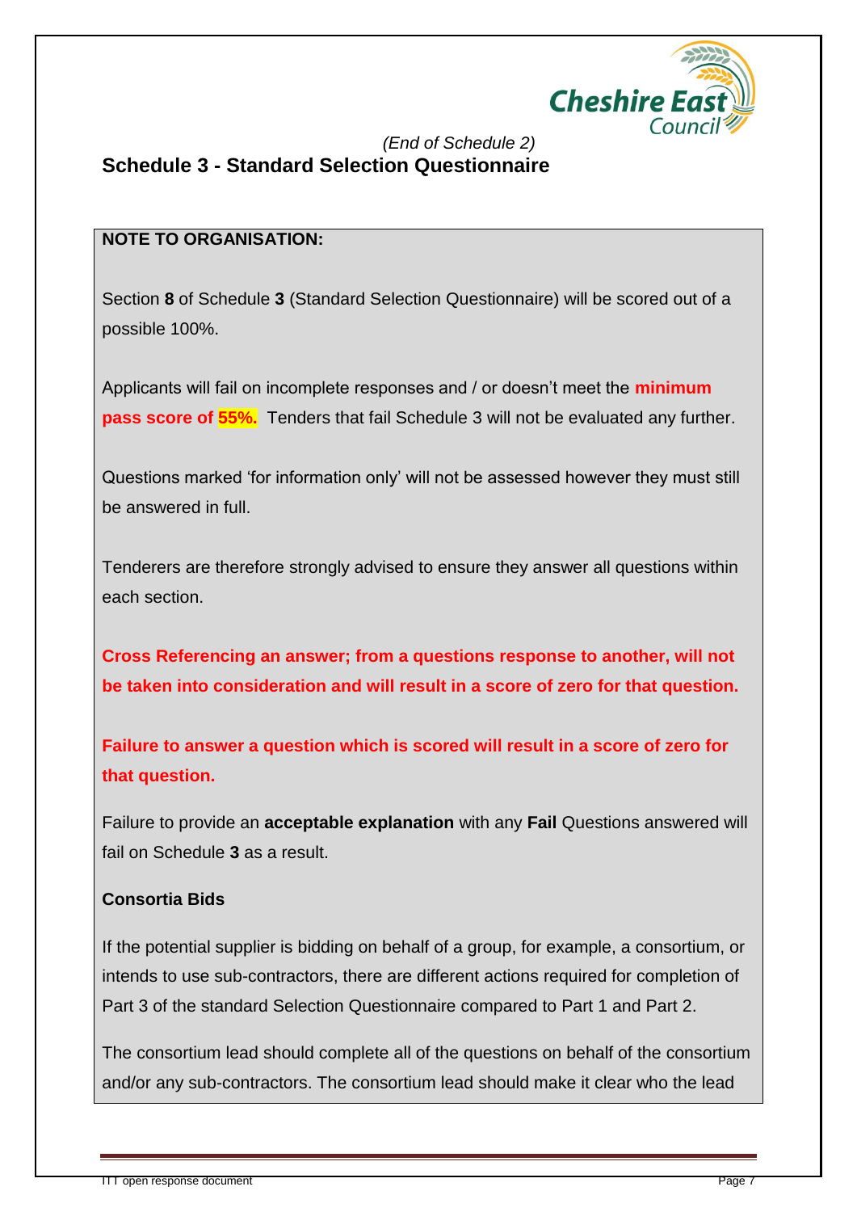*(End of Schedule 2)*

## Schedule 3 - Standard Selection Questionnaire

**NOTE TO ORGANISATION:**

Section **8** of Schedule **3** (Standard Selection Questionnaire) will be scored out of a possible 100%.

Applicants will fail on incomplete responses and / or doesn't meet the **minimum pass score of 55%.** Tenders that fail Schedule 3 will not be evaluated any further.

Questions marked 'for information only' will not be assessed however they must still be answered in full.

Tenderers are therefore strongly advised to ensure they answer all questions within each section.

**Cross Referencing an answer; from a questions response to another, will not be taken into consideration and will result in a score of zero for that question.**

**Failure to answer a question which is scored will result in a score of zero for that question.**

Failure to provide an **acceptable explanation** with any **Fail** Questions answered will fail on Schedule **3** as a result.

**Consortia Bids**

If the potential supplier is bidding on behalf of a group, for example, a consortium, or intends to use sub-contractors, there are different actions required for completion of Part 3 of the standard Selection Questionnaire compared to Part 1 and Part 2.

The consortium lead should complete all of the questions on behalf of the consortium and/or any sub-contractors. The consortium lead should make it clear who the lead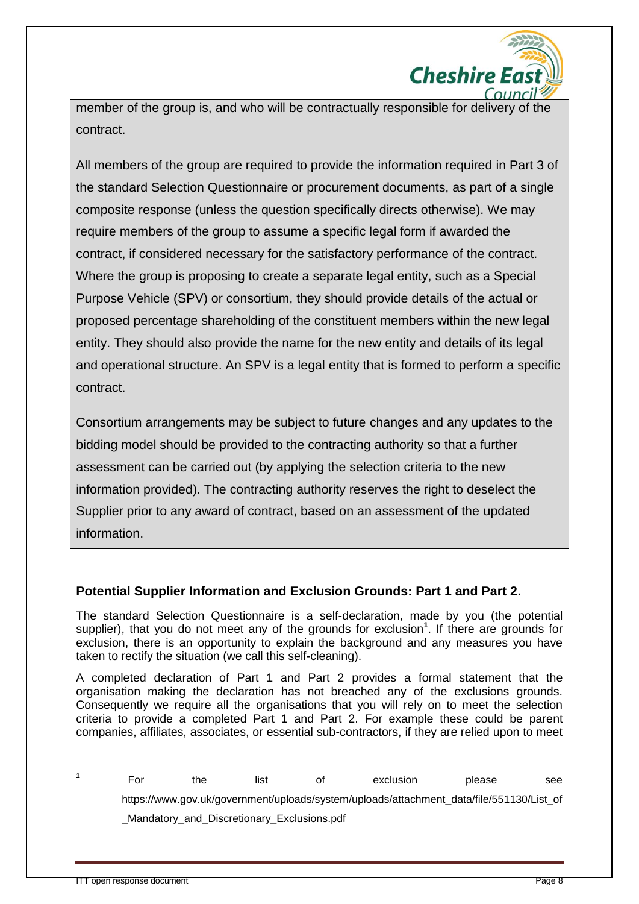member of the group is, and who will be contractually responsible for delivery of the contract.

All members of the group are required to provide the information required in Part 3 of the standard Selection Questionnaire or procurement documents, as part of a single composite response (unless the question specifically directs otherwise). We may require members of the group to assume a specific legal form if awarded the contract, if considered necessary for the satisfactory performance of the contract. Where the group is proposing to create a separate legal entity, such as a Special Purpose Vehicle (SPV) or consortium, they should provide details of the actual or proposed percentage shareholding of the constituent members within the new legal entity. They should also provide the name for the new entity and details of its legal and operational structure. An SPV is a legal entity that is formed to perform a specific contract.

Consortium arrangements may be subject to future changes and any updates to the bidding model should be provided to the contracting authority so that a further assessment can be carried out (by applying the selection criteria to the new information provided). The contracting authority reserves the right to deselect the Supplier prior to any award of contract, based on an assessment of the updated information.

**Potential Supplier Information and Exclusion Grounds: Part 1 and Part 2.**

The standard Selection Questionnaire is a self-declaration, made by you (the potential supplier), that you do not meet any of the grounds for exclusion[1]. If there are grounds for exclusion, there is an opportunity to explain the background and any measures you have taken to rectify the situation (we call this self-cleaning).

A completed declaration of Part 1 and Part 2 provides a formal statement that the organisation making the declaration has not breached any of the exclusions grounds. Consequently we require all the organisations that you will rely on to meet the selection criteria to provide a completed Part 1 and Part 2. For example these could be parent companies, affiliates, associates, or essential sub-contractors, if they are relied upon to meet

[1] For the list of exclusion please see https://www.gov.uk/government/uploads/system/uploads/attachment_data/file/551130/List_of_Mandatory_and_Discretionary_Exclusions.pdf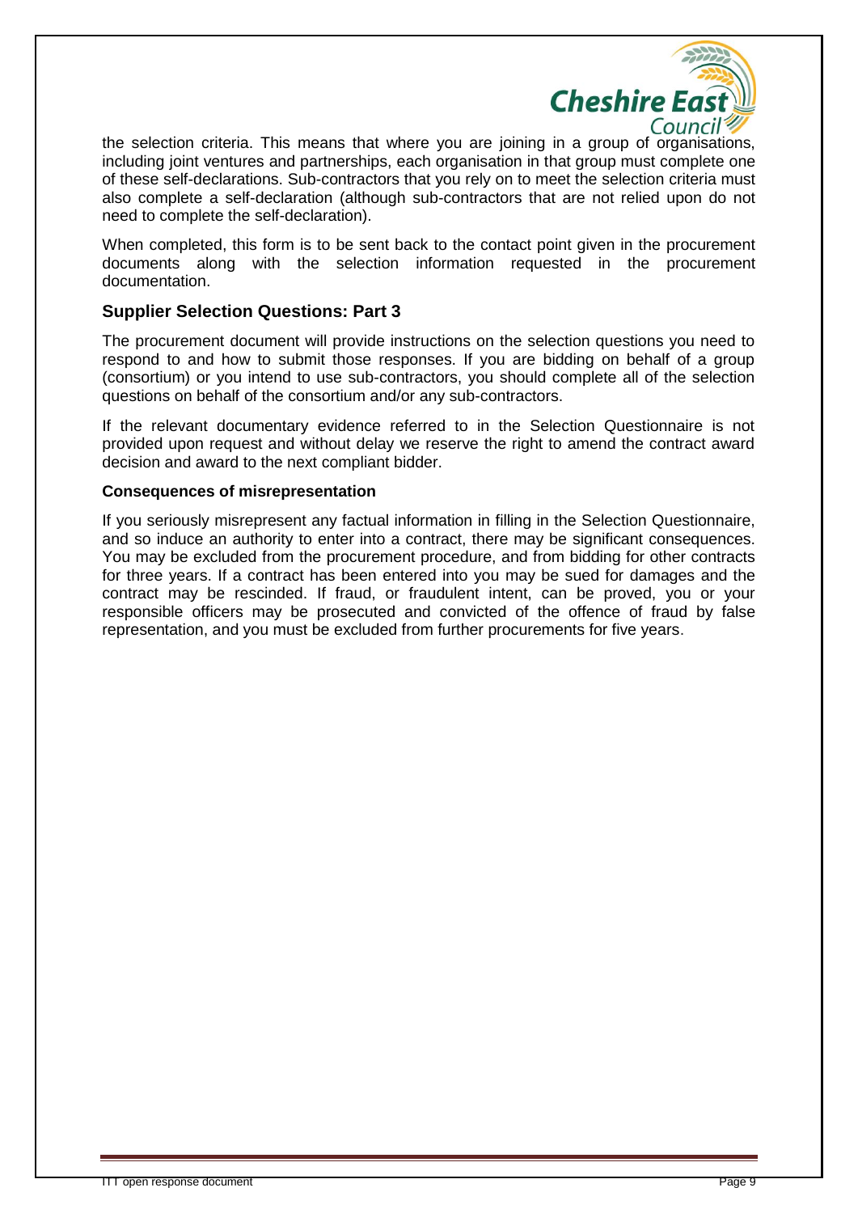the selection criteria. This means that where you are joining in a group of organisations, including joint ventures and partnerships, each organisation in that group must complete one of these self-declarations. Sub-contractors that you rely on to meet the selection criteria must also complete a self-declaration (although sub-contractors that are not relied upon do not need to complete the self-declaration).

When completed, this form is to be sent back to the contact point given in the procurement documents along with the selection information requested in the procurement documentation.

### Supplier Selection Questions: Part 3

The procurement document will provide instructions on the selection questions you need to respond to and how to submit those responses. If you are bidding on behalf of a group (consortium) or you intend to use sub-contractors, you should complete all of the selection questions on behalf of the consortium and/or any sub-contractors.

If the relevant documentary evidence referred to in the Selection Questionnaire is not provided upon request and without delay we reserve the right to amend the contract award decision and award to the next compliant bidder.

**Consequences of misrepresentation**

If you seriously misrepresent any factual information in filling in the Selection Questionnaire, and so induce an authority to enter into a contract, there may be significant consequences. You may be excluded from the procurement procedure, and from bidding for other contracts for three years. If a contract has been entered into you may be sued for damages and the contract may be rescinded. If fraud, or fraudulent intent, can be proved, you or your responsible officers may be prosecuted and convicted of the offence of fraud by false representation, and you must be excluded from further procurements for five years.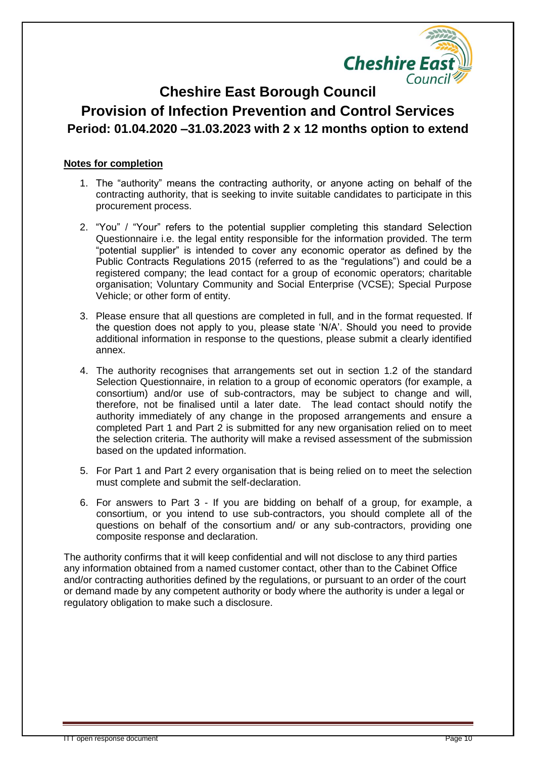# Cheshire East Borough Council

## Provision of Infection Prevention and Control Services

### Period: 01.04.2020 –31.03.2023 with 2 x 12 months option to extend

**Notes for completion**

1. The "authority" means the contracting authority, or anyone acting on behalf of the contracting authority, that is seeking to invite suitable candidates to participate in this procurement process.
2. "You" / "Your" refers to the potential supplier completing this standard Selection Questionnaire i.e. the legal entity responsible for the information provided. The term "potential supplier" is intended to cover any economic operator as defined by the Public Contracts Regulations 2015 (referred to as the "regulations") and could be a registered company; the lead contact for a group of economic operators; charitable organisation; Voluntary Community and Social Enterprise (VCSE); Special Purpose Vehicle; or other form of entity.
3. Please ensure that all questions are completed in full, and in the format requested. If the question does not apply to you, please state 'N/A'. Should you need to provide additional information in response to the questions, please submit a clearly identified annex.
4. The authority recognises that arrangements set out in section 1.2 of the standard Selection Questionnaire, in relation to a group of economic operators (for example, a consortium) and/or use of sub-contractors, may be subject to change and will, therefore, not be finalised until a later date. The lead contact should notify the authority immediately of any change in the proposed arrangements and ensure a completed Part 1 and Part 2 is submitted for any new organisation relied on to meet the selection criteria. The authority will make a revised assessment of the submission based on the updated information.
5. For Part 1 and Part 2 every organisation that is being relied on to meet the selection must complete and submit the self-declaration.
6. For answers to Part 3 - If you are bidding on behalf of a group, for example, a consortium, or you intend to use sub-contractors, you should complete all of the questions on behalf of the consortium and/ or any sub-contractors, providing one composite response and declaration.

The authority confirms that it will keep confidential and will not disclose to any third parties any information obtained from a named customer contact, other than to the Cabinet Office and/or contracting authorities defined by the regulations, or pursuant to an order of the court or demand made by any competent authority or body where the authority is under a legal or regulatory obligation to make such a disclosure.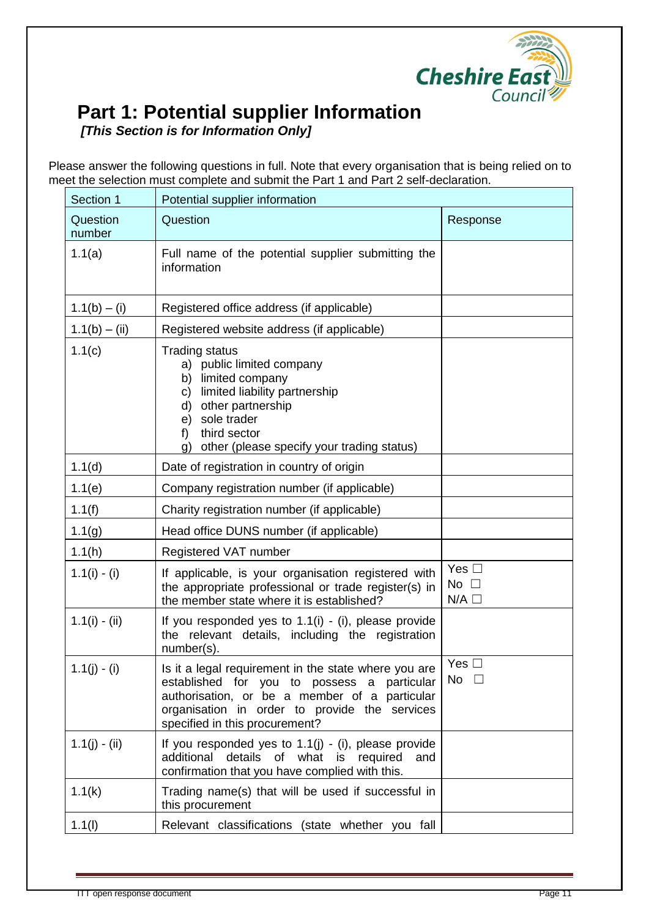# Part 1: Potential supplier Information

***[This Section is for Information Only]***

Please answer the following questions in full. Note that every organisation that is being relied on to meet the selection must complete and submit the Part 1 and Part 2 self-declaration.

| Section 1 | Potential supplier information | |
|---|---|---|
| Question number | Question | Response |
| 1.1(a) | Full name of the potential supplier submitting the information | |
| 1.1(b) – (i) | Registered office address (if applicable) | |
| 1.1(b) – (ii) | Registered website address (if applicable) | |
| 1.1(c) | Trading status<br>a) public limited company<br>b) limited company<br>c) limited liability partnership<br>d) other partnership<br>e) sole trader<br>f) third sector<br>g) other (please specify your trading status) | |
| 1.1(d) | Date of registration in country of origin | |
| 1.1(e) | Company registration number (if applicable) | |
| 1.1(f) | Charity registration number (if applicable) | |
| 1.1(g) | Head office DUNS number (if applicable) | |
| 1.1(h) | Registered VAT number | |
| 1.1(i) - (i) | If applicable, is your organisation registered with the appropriate professional or trade register(s) in the member state where it is established? | Yes ☐<br>No ☐<br>N/A ☐ |
| 1.1(i) - (ii) | If you responded yes to 1.1(i) - (i), please provide the relevant details, including the registration number(s). | |
| 1.1(j) - (i) | Is it a legal requirement in the state where you are established for you to possess a particular authorisation, or be a member of a particular organisation in order to provide the services specified in this procurement? | Yes ☐<br>No ☐ |
| 1.1(j) - (ii) | If you responded yes to 1.1(j) - (i), please provide additional details of what is required and confirmation that you have complied with this. | |
| 1.1(k) | Trading name(s) that will be used if successful in this procurement | |
| 1.1(l) | Relevant classifications (state whether you fall | |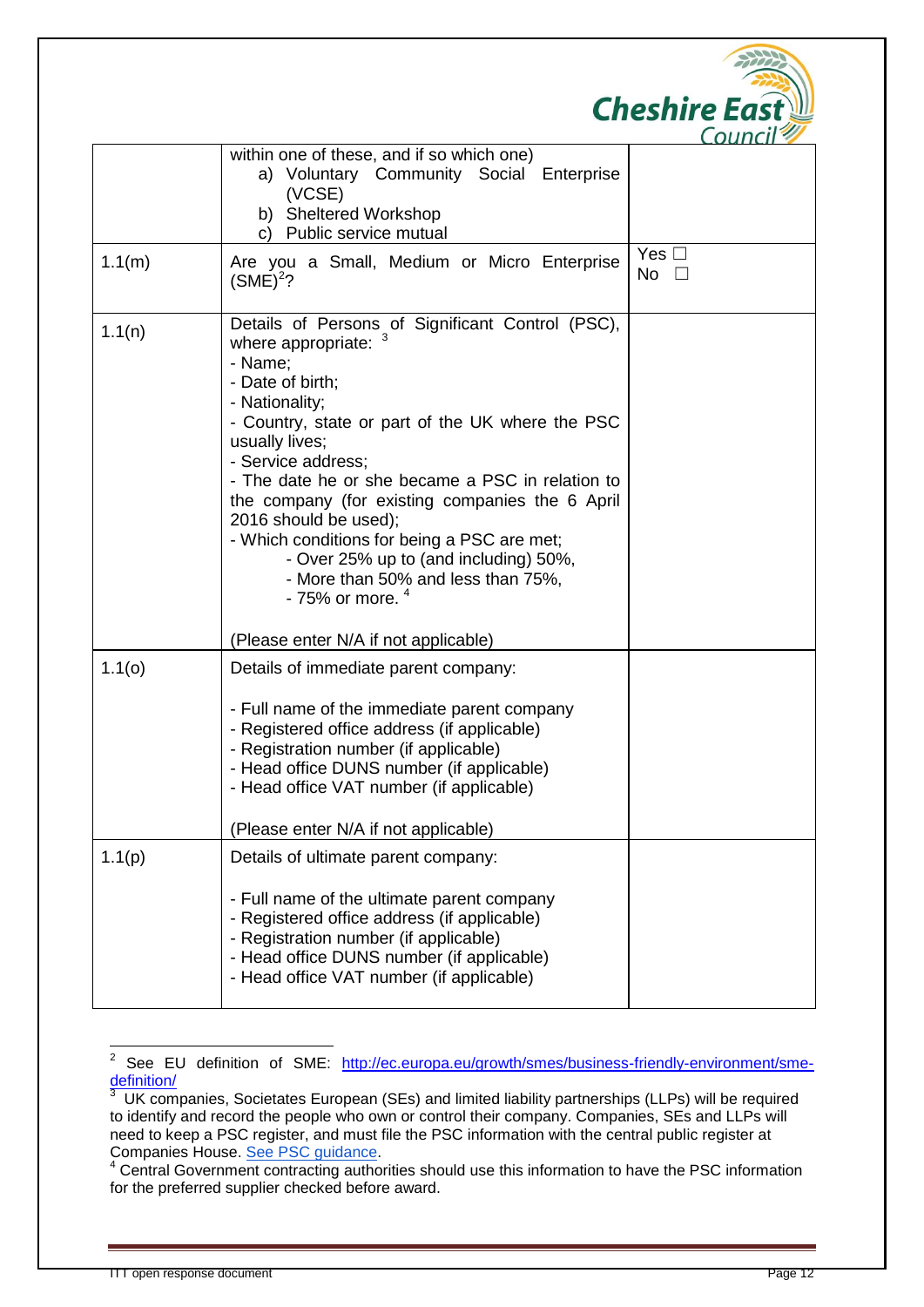| | | |
|---|---|---|
| | within one of these, and if so which one)<br>a) Voluntary Community Social Enterprise (VCSE)<br>b) Sheltered Workshop<br>c) Public service mutual | |
| 1.1(m) | Are you a Small, Medium or Micro Enterprise (SME)[2]? | Yes ☐<br>No ☐ |
| 1.1(n) | Details of Persons of Significant Control (PSC), where appropriate: [3]<br>- Name;<br>- Date of birth;<br>- Nationality;<br>- Country, state or part of the UK where the PSC usually lives;<br>- Service address;<br>- The date he or she became a PSC in relation to the company (for existing companies the 6 April 2016 should be used);<br>- Which conditions for being a PSC are met;<br>- Over 25% up to (and including) 50%,<br>- More than 50% and less than 75%,<br>- 75% or more. [4]<br><br>(Please enter N/A if not applicable) | |
| 1.1(o) | Details of immediate parent company:<br><br>- Full name of the immediate parent company<br>- Registered office address (if applicable)<br>- Registration number (if applicable)<br>- Head office DUNS number (if applicable)<br>- Head office VAT number (if applicable)<br><br>(Please enter N/A if not applicable) | |
| 1.1(p) | Details of ultimate parent company:<br><br>- Full name of the ultimate parent company<br>- Registered office address (if applicable)<br>- Registration number (if applicable)<br>- Head office DUNS number (if applicable)<br>- Head office VAT number (if applicable) | |

[2] See EU definition of SME: http://ec.europa.eu/growth/smes/business-friendly-environment/sme-definition/

[3] UK companies, Societates European (SEs) and limited liability partnerships (LLPs) will be required to identify and record the people who own or control their company. Companies, SEs and LLPs will need to keep a PSC register, and must file the PSC information with the central public register at Companies House. See PSC guidance.

[4] Central Government contracting authorities should use this information to have the PSC information for the preferred supplier checked before award.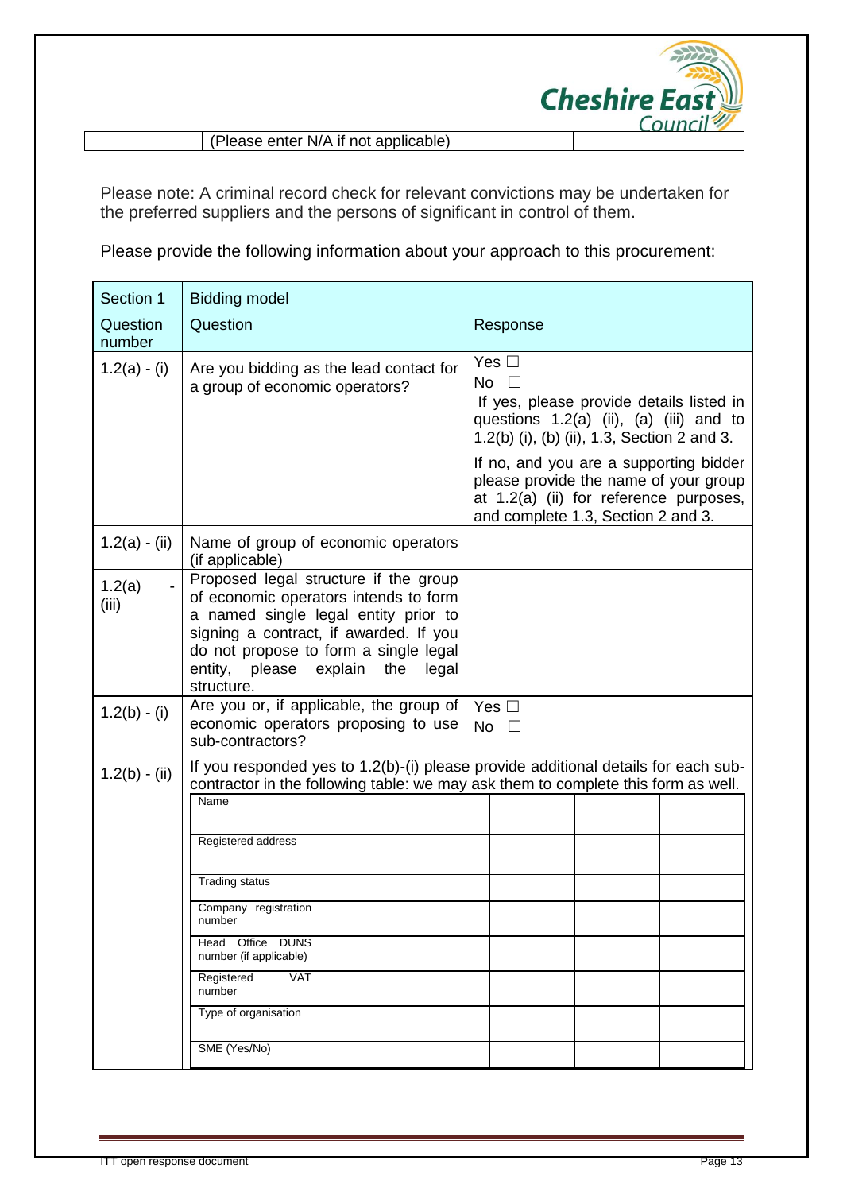| | (Please enter N/A if not applicable) | |
|---|---|---|

Please note: A criminal record check for relevant convictions may be undertaken for the preferred suppliers and the persons of significant in control of them.

Please provide the following information about your approach to this procurement:

| Section 1 | Bidding model | |
|---|---|---|
| Question number | Question | Response |
| 1.2(a) - (i) | Are you bidding as the lead contact for a group of economic operators? | Yes ☐<br>No ☐<br>If yes, please provide details listed in questions 1.2(a) (ii), (a) (iii) and to 1.2(b) (i), (b) (ii), 1.3, Section 2 and 3.<br><br>If no, and you are a supporting bidder please provide the name of your group at 1.2(a) (ii) for reference purposes, and complete 1.3, Section 2 and 3. |
| 1.2(a) - (ii) | Name of group of economic operators (if applicable) | |
| 1.2(a) - (iii) | Proposed legal structure if the group of economic operators intends to form a named single legal entity prior to signing a contract, if awarded. If you do not propose to form a single legal entity, please explain the legal structure. | |
| 1.2(b) - (i) | Are you or, if applicable, the group of economic operators proposing to use sub-contractors? | Yes ☐<br>No ☐ |
| 1.2(b) - (ii) | If you responded yes to 1.2(b)-(i) please provide additional details for each sub-contractor in the following table: we may ask them to complete this form as well. | |

| | | | | | |
|---|---|---|---|---|---|
| Name | | | | | |
| Registered address | | | | | |
| Trading status | | | | | |
| Company registration number | | | | | |
| Head Office DUNS number (if applicable) | | | | | |
| Registered VAT number | | | | | |
| Type of organisation | | | | | |
| SME (Yes/No) | | | | | |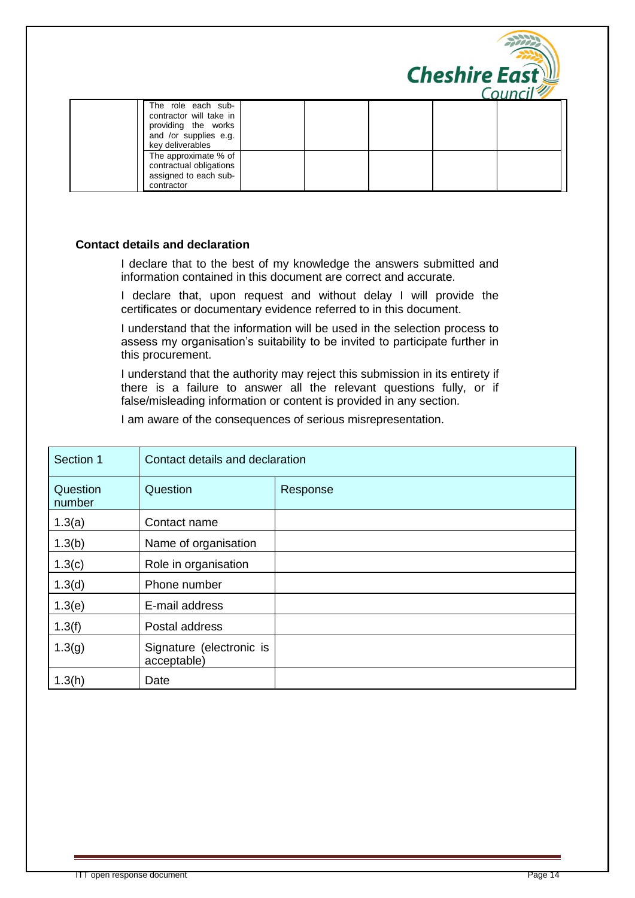| | | | | | | |
|---|---|---|---|---|---|---|
| | The role each sub-contractor will take in providing the works and /or supplies e.g. key deliverables | | | | | |
| | The approximate % of contractual obligations assigned to each sub-contractor | | | | | |

**Contact details and declaration**

I declare that to the best of my knowledge the answers submitted and information contained in this document are correct and accurate.

I declare that, upon request and without delay I will provide the certificates or documentary evidence referred to in this document.

I understand that the information will be used in the selection process to assess my organisation's suitability to be invited to participate further in this procurement.

I understand that the authority may reject this submission in its entirety if there is a failure to answer all the relevant questions fully, or if false/misleading information or content is provided in any section.

I am aware of the consequences of serious misrepresentation.

| Section 1 | Contact details and declaration | |
|---|---|---|
| Question number | Question | Response |
| 1.3(a) | Contact name | |
| 1.3(b) | Name of organisation | |
| 1.3(c) | Role in organisation | |
| 1.3(d) | Phone number | |
| 1.3(e) | E-mail address | |
| 1.3(f) | Postal address | |
| 1.3(g) | Signature (electronic is acceptable) | |
| 1.3(h) | Date | |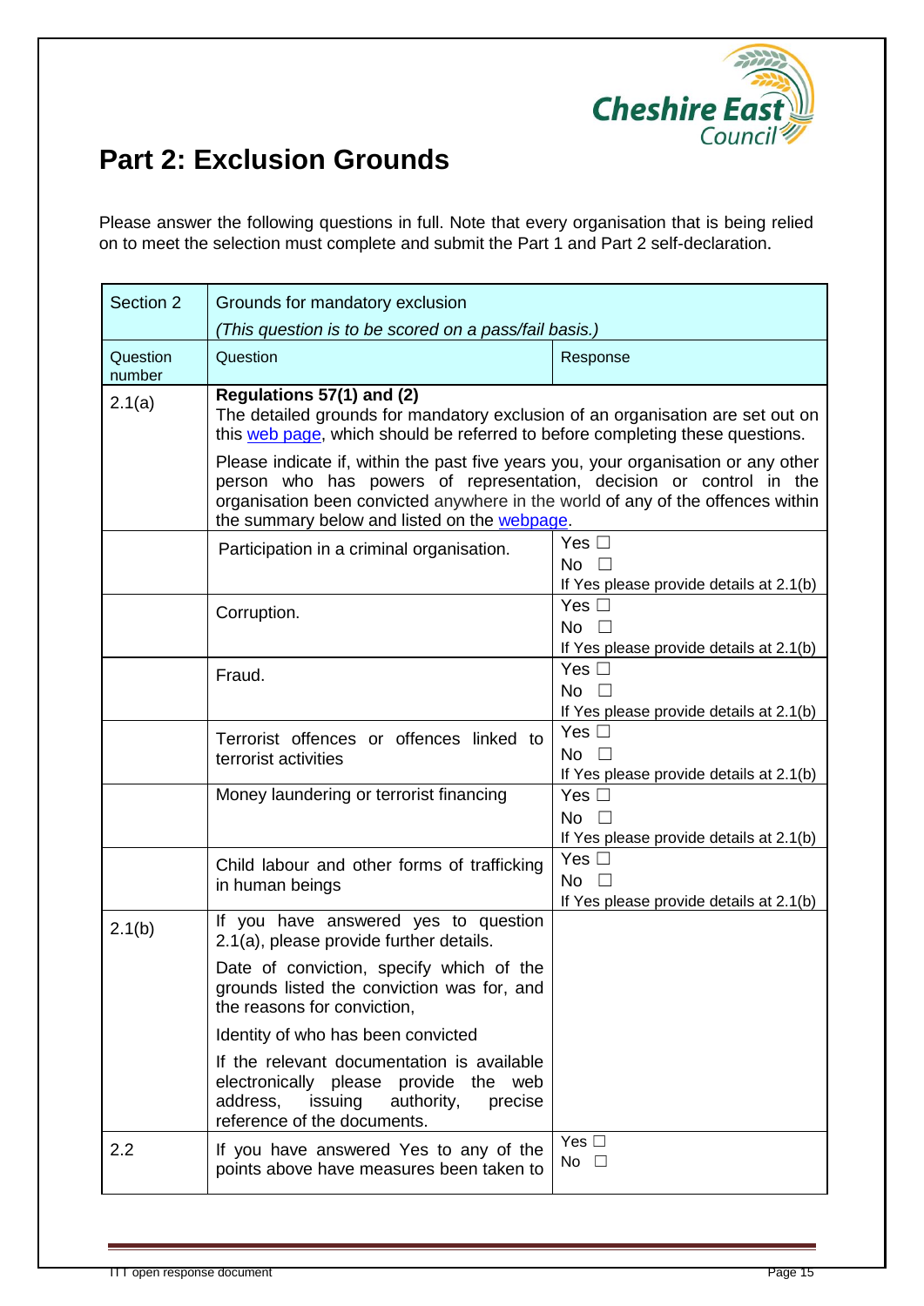## Part 2: Exclusion Grounds

Please answer the following questions in full. Note that every organisation that is being relied on to meet the selection must complete and submit the Part 1 and Part 2 self-declaration.

| Section 2 | Grounds for mandatory exclusion<br>*(This question is to be scored on a pass/fail basis.)* | |
|---|---|---|
| Question number | Question | Response |
| 2.1(a) | **Regulations 57(1) and (2)**<br>The detailed grounds for mandatory exclusion of an organisation are set out on this [web page](), which should be referred to before completing these questions.<br>Please indicate if, within the past five years you, your organisation or any other person who has powers of representation, decision or control in the organisation been convicted anywhere in the world of any of the offences within the summary below and listed on the [webpage](). | |
| | Participation in a criminal organisation. | Yes ☐<br>No ☐<br>If Yes please provide details at 2.1(b) |
| | Corruption. | Yes ☐<br>No ☐<br>If Yes please provide details at 2.1(b) |
| | Fraud. | Yes ☐<br>No ☐<br>If Yes please provide details at 2.1(b) |
| | Terrorist offences or offences linked to terrorist activities | Yes ☐<br>No ☐<br>If Yes please provide details at 2.1(b) |
| | Money laundering or terrorist financing | Yes ☐<br>No ☐<br>If Yes please provide details at 2.1(b) |
| | Child labour and other forms of trafficking in human beings | Yes ☐<br>No ☐<br>If Yes please provide details at 2.1(b) |
| 2.1(b) | If you have answered yes to question 2.1(a), please provide further details.<br>Date of conviction, specify which of the grounds listed the conviction was for, and the reasons for conviction,<br>Identity of who has been convicted<br>If the relevant documentation is available electronically please provide the web address, issuing authority, precise reference of the documents. | |
| 2.2 | If you have answered Yes to any of the points above have measures been taken to | Yes ☐<br>No ☐ |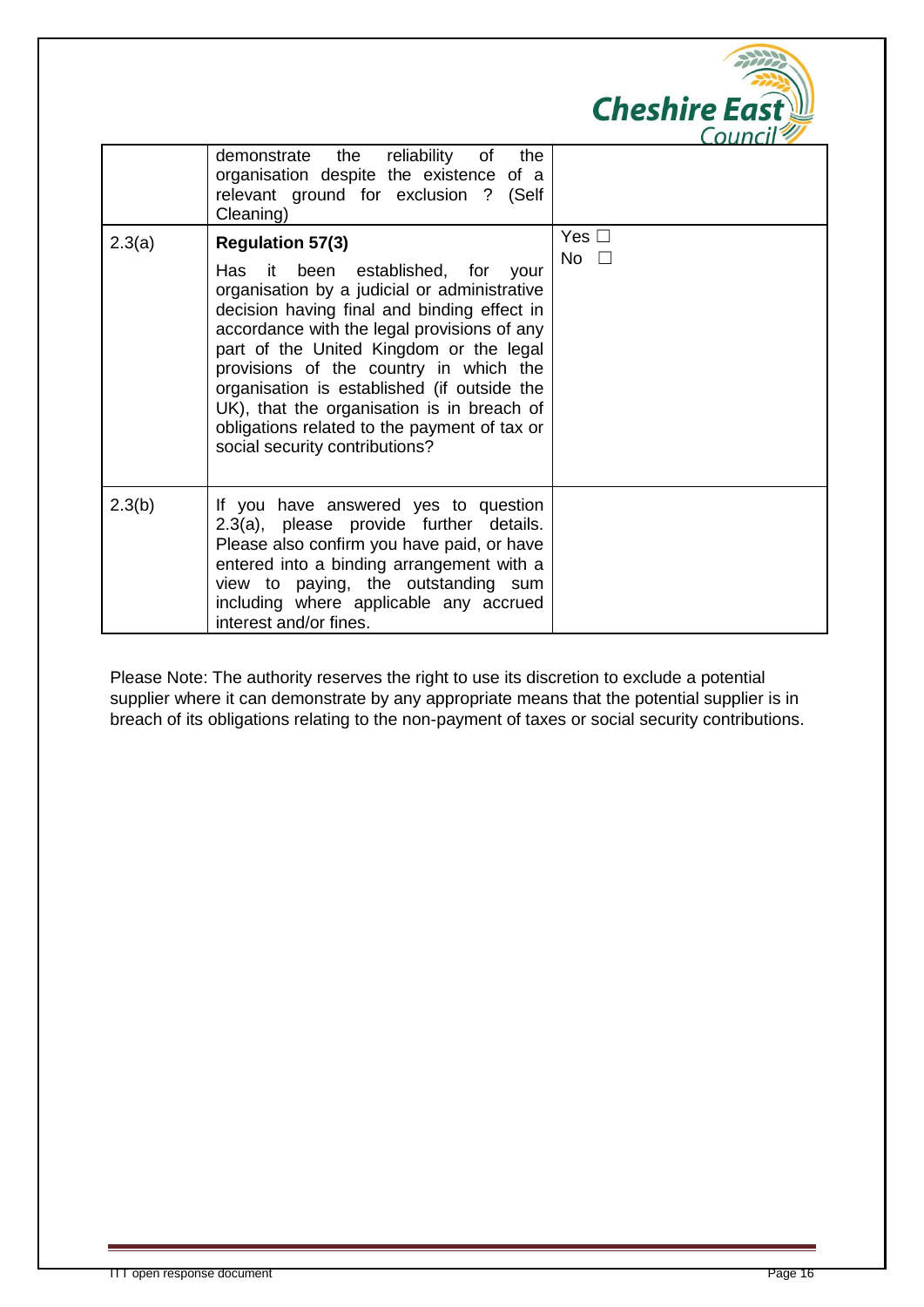|  |  |  |
|---|---|---|
|  | demonstrate the reliability of the organisation despite the existence of a relevant ground for exclusion ? (Self Cleaning) |  |
| 2.3(a) | **Regulation 57(3)**<br><br>Has it been established, for your organisation by a judicial or administrative decision having final and binding effect in accordance with the legal provisions of any part of the United Kingdom or the legal provisions of the country in which the organisation is established (if outside the UK), that the organisation is in breach of obligations related to the payment of tax or social security contributions? | Yes ☐<br>No ☐ |
| 2.3(b) | If you have answered yes to question 2.3(a), please provide further details. Please also confirm you have paid, or have entered into a binding arrangement with a view to paying, the outstanding sum including where applicable any accrued interest and/or fines. |  |

Please Note: The authority reserves the right to use its discretion to exclude a potential supplier where it can demonstrate by any appropriate means that the potential supplier is in breach of its obligations relating to the non-payment of taxes or social security contributions.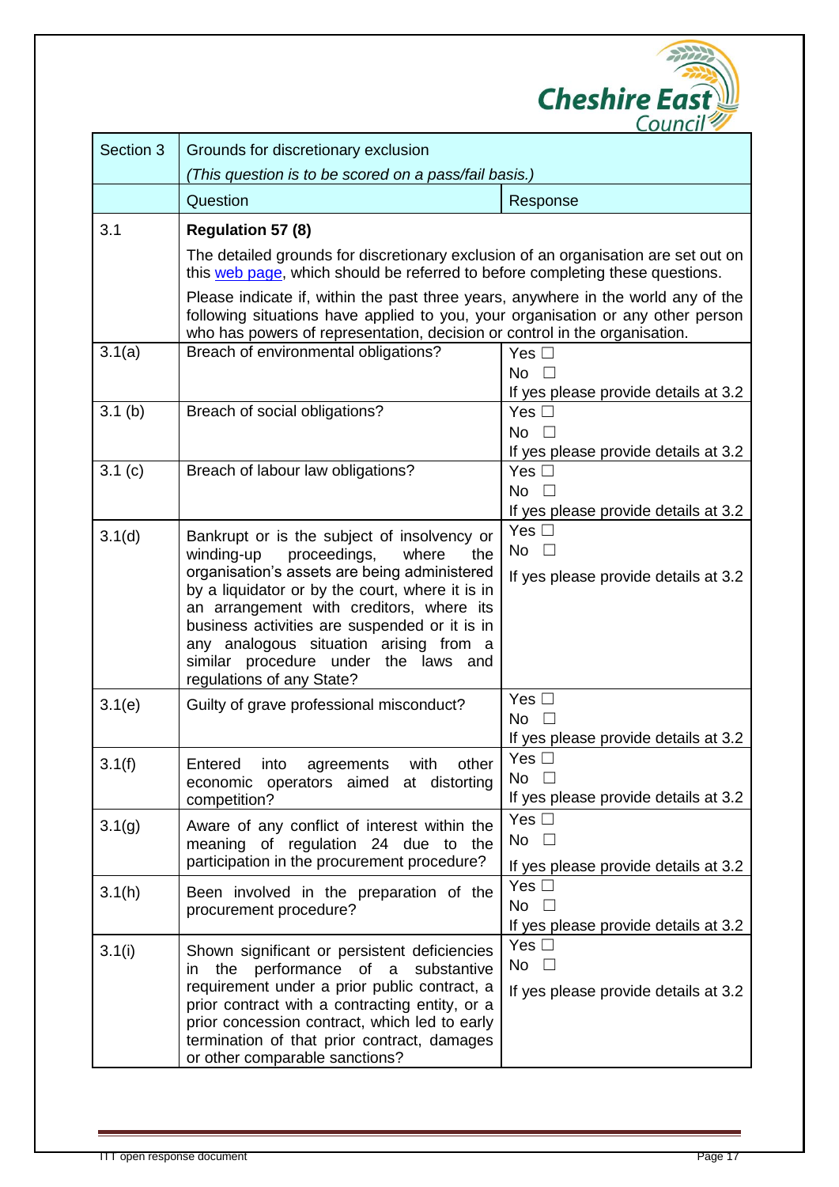| Section 3 | Grounds for discretionary exclusion<br>*(This question is to be scored on a pass/fail basis.)* | |
|---|---|---|
| | Question | Response |
| 3.1 | **Regulation 57 (8)**<br>The detailed grounds for discretionary exclusion of an organisation are set out on this [web page](), which should be referred to before completing these questions.<br>Please indicate if, within the past three years, anywhere in the world any of the following situations have applied to you, your organisation or any other person who has powers of representation, decision or control in the organisation. | |
| 3.1(a) | Breach of environmental obligations? | Yes ☐<br>No ☐<br>If yes please provide details at 3.2 |
| 3.1 (b) | Breach of social obligations? | Yes ☐<br>No ☐<br>If yes please provide details at 3.2 |
| 3.1 (c) | Breach of labour law obligations? | Yes ☐<br>No ☐<br>If yes please provide details at 3.2 |
| 3.1(d) | Bankrupt or is the subject of insolvency or winding-up proceedings, where the organisation's assets are being administered by a liquidator or by the court, where it is in an arrangement with creditors, where its business activities are suspended or it is in any analogous situation arising from a similar procedure under the laws and regulations of any State? | Yes ☐<br>No ☐<br>If yes please provide details at 3.2 |
| 3.1(e) | Guilty of grave professional misconduct? | Yes ☐<br>No ☐<br>If yes please provide details at 3.2 |
| 3.1(f) | Entered into agreements with other economic operators aimed at distorting competition? | Yes ☐<br>No ☐<br>If yes please provide details at 3.2 |
| 3.1(g) | Aware of any conflict of interest within the meaning of regulation 24 due to the participation in the procurement procedure? | Yes ☐<br>No ☐<br>If yes please provide details at 3.2 |
| 3.1(h) | Been involved in the preparation of the procurement procedure? | Yes ☐<br>No ☐<br>If yes please provide details at 3.2 |
| 3.1(i) | Shown significant or persistent deficiencies in the performance of a substantive requirement under a prior public contract, a prior contract with a contracting entity, or a prior concession contract, which led to early termination of that prior contract, damages or other comparable sanctions? | Yes ☐<br>No ☐<br>If yes please provide details at 3.2 |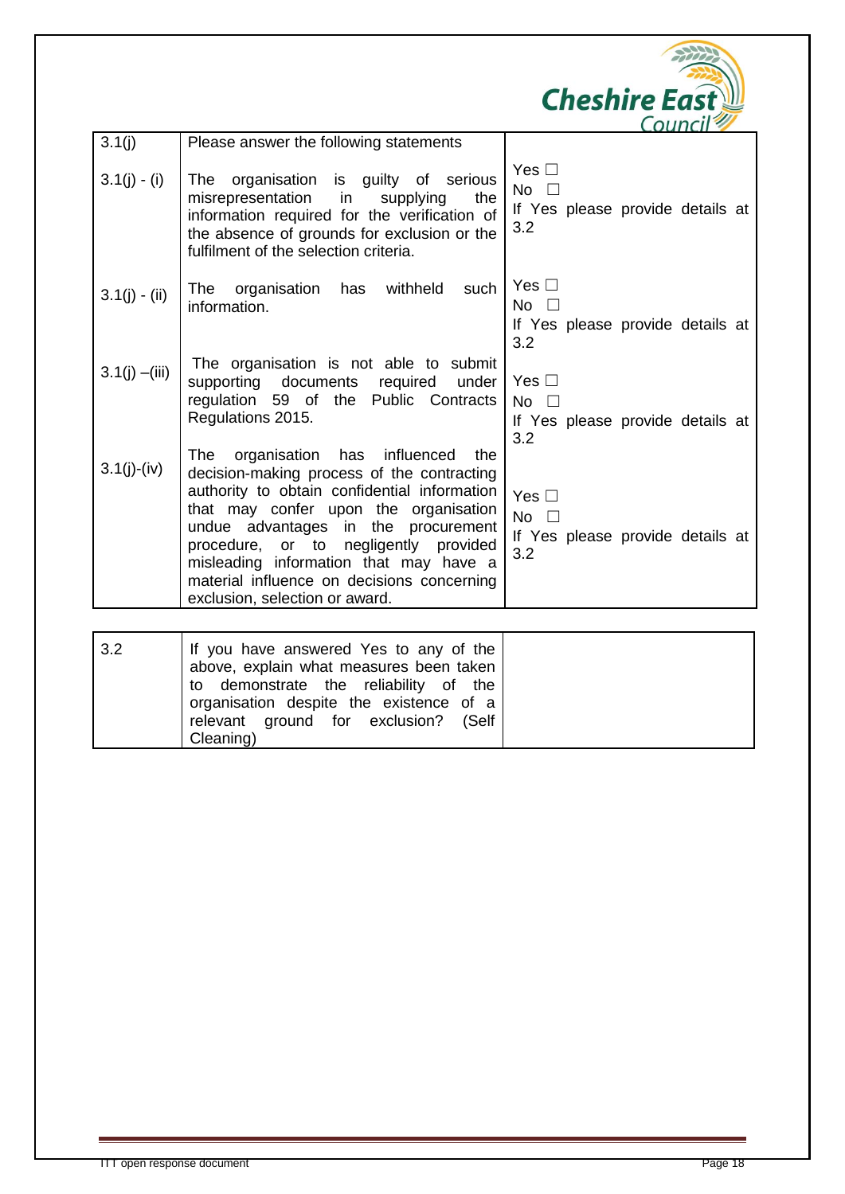| 3.1(j) | Please answer the following statements | |
|---|---|---|
| 3.1(j) - (i) | The organisation is guilty of serious misrepresentation in supplying the information required for the verification of the absence of grounds for exclusion or the fulfilment of the selection criteria. | Yes ☐<br>No ☐<br>If Yes please provide details at 3.2 |
| 3.1(j) - (ii) | The organisation has withheld such information. | Yes ☐<br>No ☐<br>If Yes please provide details at 3.2 |
| 3.1(j) –(iii) | The organisation is not able to submit supporting documents required under regulation 59 of the Public Contracts Regulations 2015. | Yes ☐<br>No ☐<br>If Yes please provide details at 3.2 |
| 3.1(j)-(iv) | The organisation has influenced the decision-making process of the contracting authority to obtain confidential information that may confer upon the organisation undue advantages in the procurement procedure, or to negligently provided misleading information that may have a material influence on decisions concerning exclusion, selection or award. | Yes ☐<br>No ☐<br>If Yes please provide details at 3.2 |

| 3.2 | If you have answered Yes to any of the above, explain what measures been taken to demonstrate the reliability of the organisation despite the existence of a relevant ground for exclusion? (Self Cleaning) | |
|---|---|---|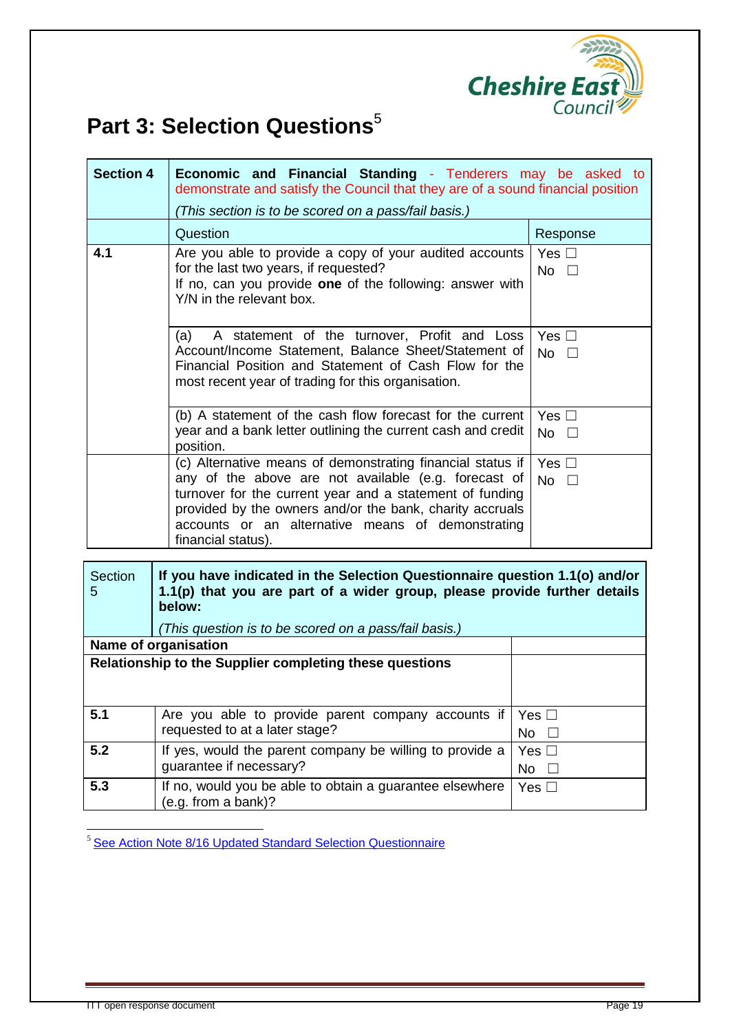# Part 3: Selection Questions[5]

| Section 4 | **Economic and Financial Standing** - Tenderers may be asked to demonstrate and satisfy the Council that they are of a sound financial position<br><br>*(This section is to be scored on a pass/fail basis.)* | |
|---|---|---|
| | Question | Response |
| **4.1** | Are you able to provide a copy of your audited accounts for the last two years, if requested?<br>If no, can you provide **one** of the following: answer with Y/N in the relevant box. | Yes ☐<br>No ☐ |
| | (a) A statement of the turnover, Profit and Loss Account/Income Statement, Balance Sheet/Statement of Financial Position and Statement of Cash Flow for the most recent year of trading for this organisation. | Yes ☐<br>No ☐ |
| | (b) A statement of the cash flow forecast for the current year and a bank letter outlining the current cash and credit position. | Yes ☐<br>No ☐ |
| | (c) Alternative means of demonstrating financial status if any of the above are not available (e.g. forecast of turnover for the current year and a statement of funding provided by the owners and/or the bank, charity accruals accounts or an alternative means of demonstrating financial status). | Yes ☐<br>No ☐ |

| Section 5 | **If you have indicated in the Selection Questionnaire question 1.1(o) and/or 1.1(p) that you are part of a wider group, please provide further details below:**<br><br>*(This question is to be scored on a pass/fail basis.)* | |
|---|---|---|
| **Name of organisation** | | |
| **Relationship to the Supplier completing these questions** | | |
| **5.1** | Are you able to provide parent company accounts if requested to at a later stage? | Yes ☐<br>No ☐ |
| **5.2** | If yes, would the parent company be willing to provide a guarantee if necessary? | Yes ☐<br>No ☐ |
| **5.3** | If no, would you be able to obtain a guarantee elsewhere (e.g. from a bank)? | Yes ☐ |

[5] See Action Note 8/16 Updated Standard Selection Questionnaire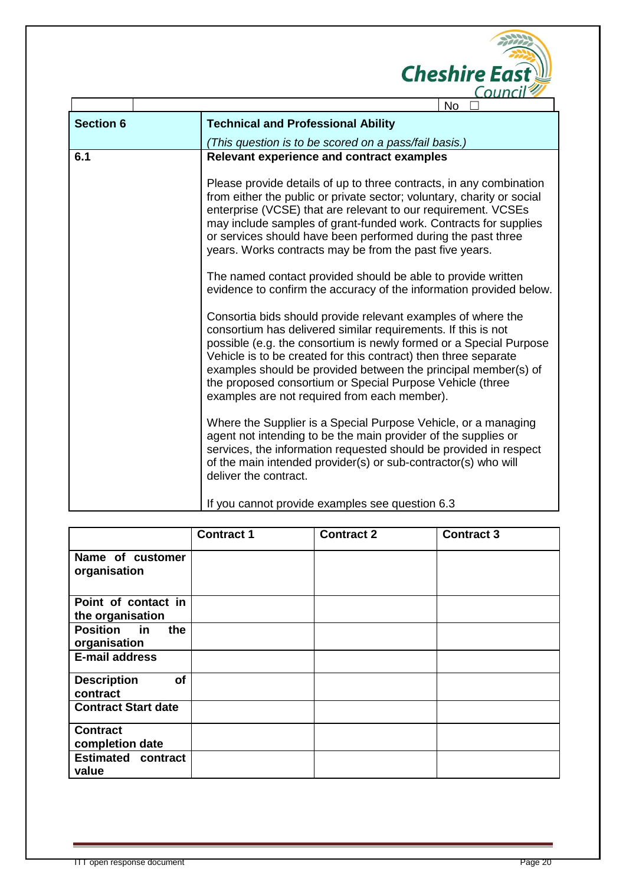| | | No ☐ |
|---|---|---|

| Section 6 | Technical and Professional Ability |
|---|---|
| | *(This question is to be scored on a pass/fail basis.)* |
| **6.1** | **Relevant experience and contract examples**<br><br>Please provide details of up to three contracts, in any combination from either the public or private sector; voluntary, charity or social enterprise (VCSE) that are relevant to our requirement. VCSEs may include samples of grant-funded work. Contracts for supplies or services should have been performed during the past three years. Works contracts may be from the past five years.<br><br>The named contact provided should be able to provide written evidence to confirm the accuracy of the information provided below.<br><br>Consortia bids should provide relevant examples of where the consortium has delivered similar requirements. If this is not possible (e.g. the consortium is newly formed or a Special Purpose Vehicle is to be created for this contract) then three separate examples should be provided between the principal member(s) of the proposed consortium or Special Purpose Vehicle (three examples are not required from each member).<br><br>Where the Supplier is a Special Purpose Vehicle, or a managing agent not intending to be the main provider of the supplies or services, the information requested should be provided in respect of the main intended provider(s) or sub-contractor(s) who will deliver the contract.<br><br>If you cannot provide examples see question 6.3 |

| | Contract 1 | Contract 2 | Contract 3 |
|---|---|---|---|
| **Name of customer organisation** | | | |
| **Point of contact in the organisation** | | | |
| **Position in the organisation** | | | |
| **E-mail address** | | | |
| **Description of contract** | | | |
| **Contract Start date** | | | |
| **Contract completion date** | | | |
| **Estimated contract value** | | | |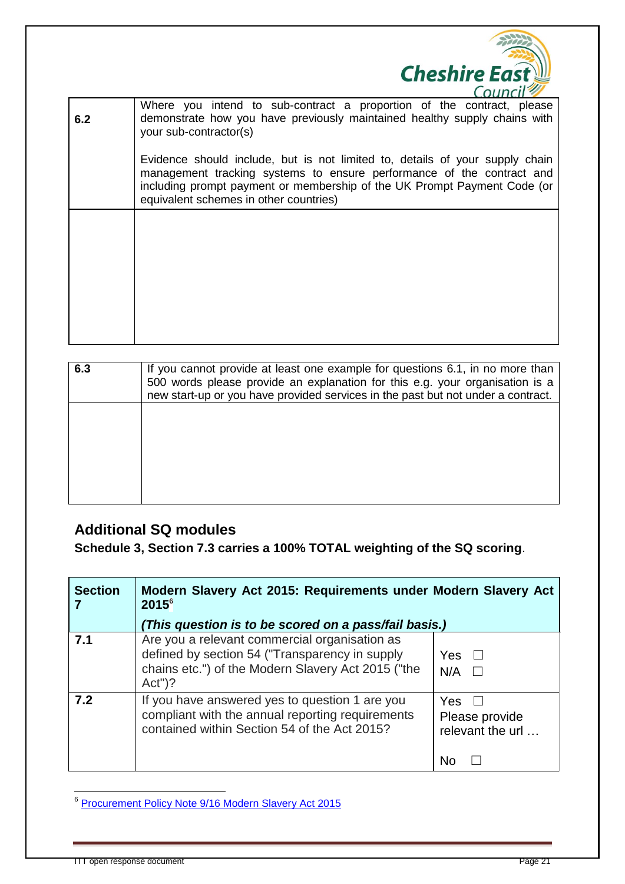| 6.2 | Where you intend to sub-contract a proportion of the contract, please demonstrate how you have previously maintained healthy supply chains with your sub-contractor(s)<br><br>Evidence should include, but is not limited to, details of your supply chain management tracking systems to ensure performance of the contract and including prompt payment or membership of the UK Prompt Payment Code (or equivalent schemes in other countries) |
|---|---|
| | |

| 6.3 | If you cannot provide at least one example for questions 6.1, in no more than 500 words please provide an explanation for this e.g. your organisation is a new start-up or you have provided services in the past but not under a contract. |
|---|---|
| | |

## Additional SQ modules

**Schedule 3, Section 7.3 carries a 100% TOTAL weighting of the SQ scoring**.

| **Section 7** | **Modern Slavery Act 2015: Requirements under Modern Slavery Act 2015**[6]<br><br>***(This question is to be scored on a pass/fail basis.)*** | |
|---|---|---|
| **7.1** | Are you a relevant commercial organisation as defined by section 54 ("Transparency in supply chains etc.") of the Modern Slavery Act 2015 ("the Act")? | Yes ☐<br>N/A ☐ |
| **7.2** | If you have answered yes to question 1 are you compliant with the annual reporting requirements contained within Section 54 of the Act 2015? | Yes ☐<br>Please provide relevant the url …<br><br>No ☐ |

[6] Procurement Policy Note 9/16 Modern Slavery Act 2015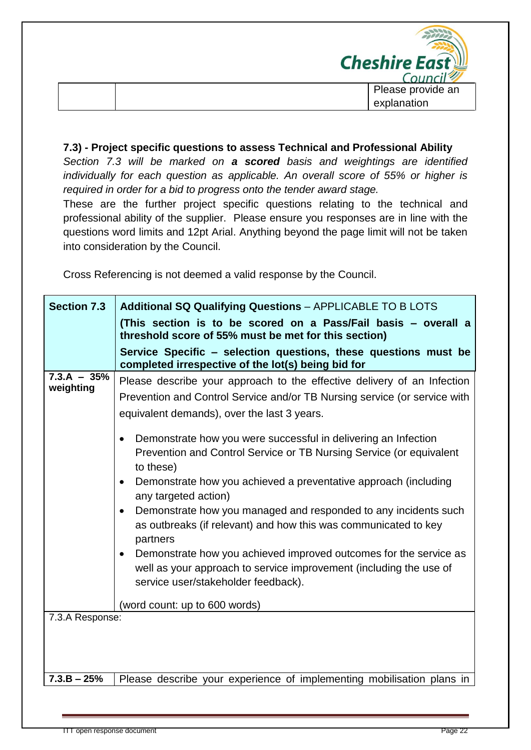| | | Please provide an explanation |
|---|---|---|

**7.3) - Project specific questions to assess Technical and Professional Ability**

*Section 7.3 will be marked on **a scored** basis and weightings are identified individually for each question as applicable. An overall score of 55% or higher is required in order for a bid to progress onto the tender award stage.*

These are the further project specific questions relating to the technical and professional ability of the supplier. Please ensure you responses are in line with the questions word limits and 12pt Arial. Anything beyond the page limit will not be taken into consideration by the Council.

Cross Referencing is not deemed a valid response by the Council.

| **Section 7.3** | **Additional SQ Qualifying Questions** – APPLICABLE TO B LOTS<br>**(This section is to be scored on a Pass/Fail basis – overall a threshold score of 55% must be met for this section)**<br>**Service Specific – selection questions, these questions must be completed irrespective of the lot(s) being bid for** |
|---|---|
| **7.3.A – 35% weighting** | Please describe your approach to the effective delivery of an Infection Prevention and Control Service and/or TB Nursing service (or service with equivalent demands), over the last 3 years.<br>• Demonstrate how you were successful in delivering an Infection Prevention and Control Service or TB Nursing Service (or equivalent to these)<br>• Demonstrate how you achieved a preventative approach (including any targeted action)<br>• Demonstrate how you managed and responded to any incidents such as outbreaks (if relevant) and how this was communicated to key partners<br>• Demonstrate how you achieved improved outcomes for the service as well as your approach to service improvement (including the use of service user/stakeholder feedback).<br>(word count: up to 600 words) |
| 7.3.A Response: | |
| **7.3.B – 25%** | Please describe your experience of implementing mobilisation plans in |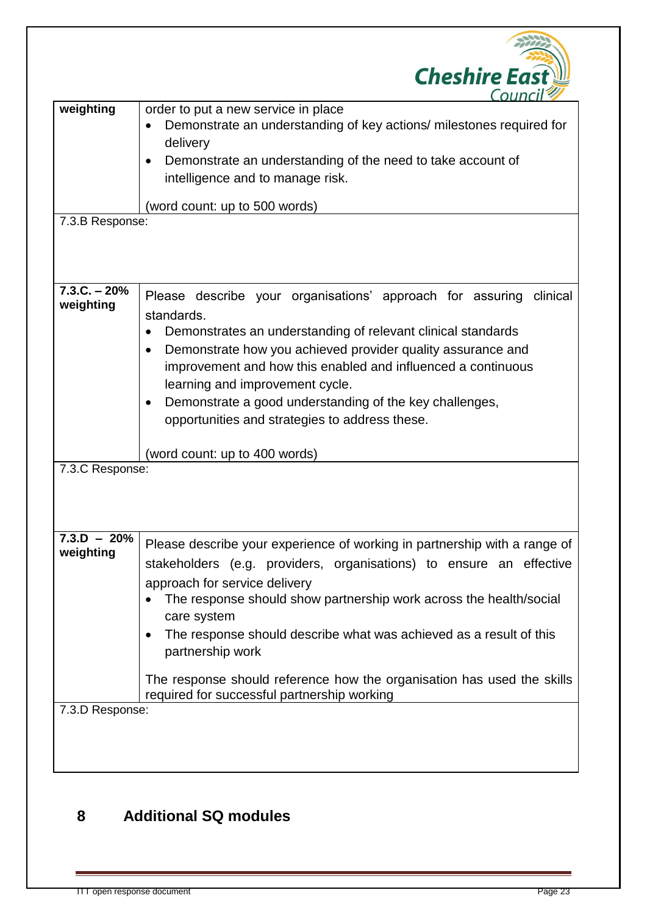| weighting | order to put a new service in place<br>• Demonstrate an understanding of key actions/ milestones required for delivery<br>• Demonstrate an understanding of the need to take account of intelligence and to manage risk.<br><br>(word count: up to 500 words) |
|---|---|
| 7.3.B Response: | |
| **7.3.C. – 20% weighting** | Please describe your organisations' approach for assuring clinical standards.<br>• Demonstrates an understanding of relevant clinical standards<br>• Demonstrate how you achieved provider quality assurance and improvement and how this enabled and influenced a continuous learning and improvement cycle.<br>• Demonstrate a good understanding of the key challenges, opportunities and strategies to address these.<br><br>(word count: up to 400 words) |
| 7.3.C Response: | |
| **7.3.D – 20% weighting** | Please describe your experience of working in partnership with a range of stakeholders (e.g. providers, organisations) to ensure an effective approach for service delivery<br>• The response should show partnership work across the health/social care system<br>• The response should describe what was achieved as a result of this partnership work<br><br>The response should reference how the organisation has used the skills required for successful partnership working |
| 7.3.D Response: | |

## 8 Additional SQ modules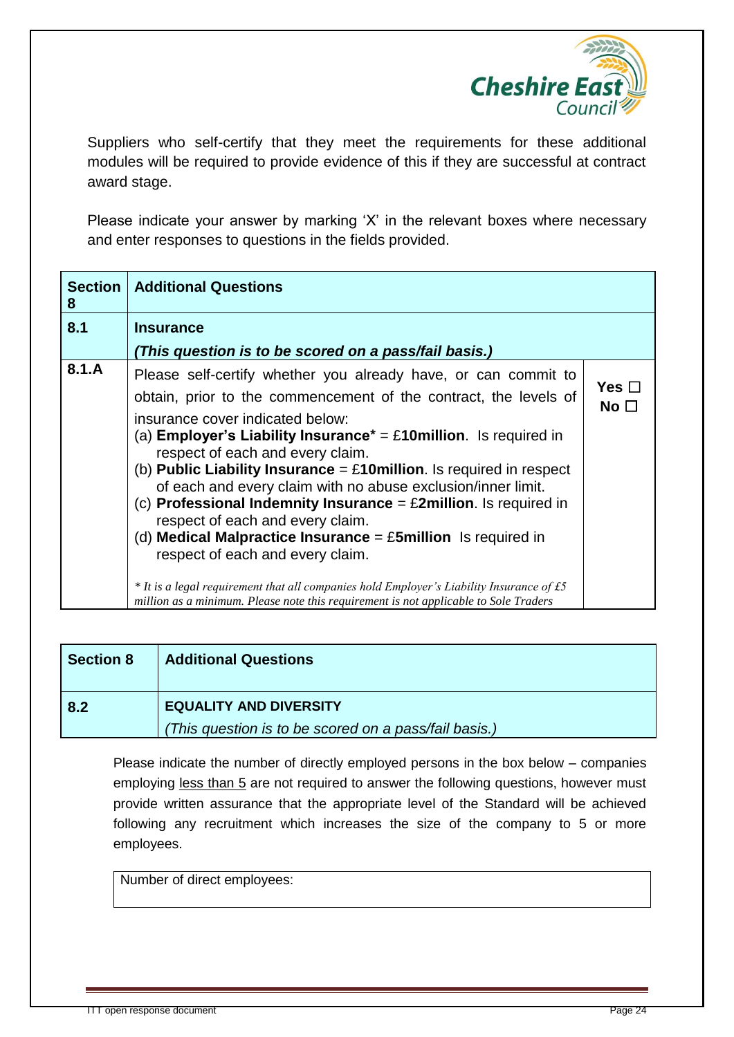Suppliers who self-certify that they meet the requirements for these additional modules will be required to provide evidence of this if they are successful at contract award stage.

Please indicate your answer by marking 'X' in the relevant boxes where necessary and enter responses to questions in the fields provided.

| Section 8 | Additional Questions | |
|---|---|---|
| 8.1 | **Insurance**<br>***(This question is to be scored on a pass/fail basis.)*** | |
| 8.1.A | Please self-certify whether you already have, or can commit to obtain, prior to the commencement of the contract, the levels of insurance cover indicated below:<br>(a) **Employer's Liability Insurance*** = £**10million**. Is required in respect of each and every claim.<br>(b) **Public Liability Insurance** = £**10million**. Is required in respect of each and every claim with no abuse exclusion/inner limit.<br>(c) **Professional Indemnity Insurance** = £**2million**. Is required in respect of each and every claim.<br>(d) **Medical Malpractice Insurance** = £**5million** Is required in respect of each and every claim.<br><br>*\* It is a legal requirement that all companies hold Employer's Liability Insurance of £5 million as a minimum. Please note this requirement is not applicable to Sole Traders* | **Yes** ☐<br>**No** ☐ |

| Section 8 | Additional Questions |
|---|---|
| 8.2 | **EQUALITY AND DIVERSITY**<br>*(This question is to be scored on a pass/fail basis.)* |

Please indicate the number of directly employed persons in the box below – companies employing less than 5 are not required to answer the following questions, however must provide written assurance that the appropriate level of the Standard will be achieved following any recruitment which increases the size of the company to 5 or more employees.

| Number of direct employees: |
|---|
| |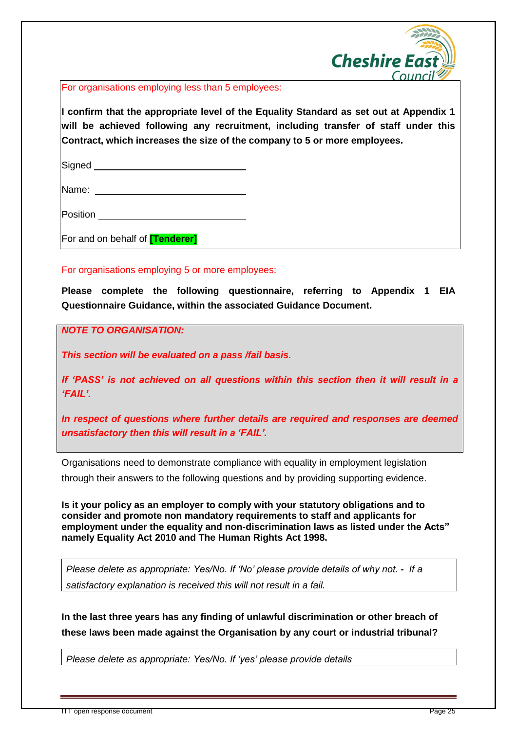For organisations employing less than 5 employees:

**I confirm that the appropriate level of the Equality Standard as set out at Appendix 1 will be achieved following any recruitment, including transfer of staff under this Contract, which increases the size of the company to 5 or more employees.**

Signed ______________________________

Name: ______________________________

Position ______________________________

For and on behalf of **[Tenderer]**

For organisations employing 5 or more employees:

**Please complete the following questionnaire, referring to Appendix 1 EIA Questionnaire Guidance, within the associated Guidance Document.**

***NOTE TO ORGANISATION:***

***This section will be evaluated on a pass /fail basis.***

***If 'PASS' is not achieved on all questions within this section then it will result in a 'FAIL'.***

***In respect of questions where further details are required and responses are deemed unsatisfactory then this will result in a 'FAIL'.***

Organisations need to demonstrate compliance with equality in employment legislation through their answers to the following questions and by providing supporting evidence.

**Is it your policy as an employer to comply with your statutory obligations and to consider and promote non mandatory requirements to staff and applicants for employment under the equality and non-discrimination laws as listed under the Acts" namely Equality Act 2010 and The Human Rights Act 1998.**

| *Please delete as appropriate: Yes/No. If 'No' please provide details of why not. - If a satisfactory explanation is received this will not result in a fail.* |
|---|

**In the last three years has any finding of unlawful discrimination or other breach of these laws been made against the Organisation by any court or industrial tribunal?**

| *Please delete as appropriate: Yes/No. If 'yes' please provide details* |
|---|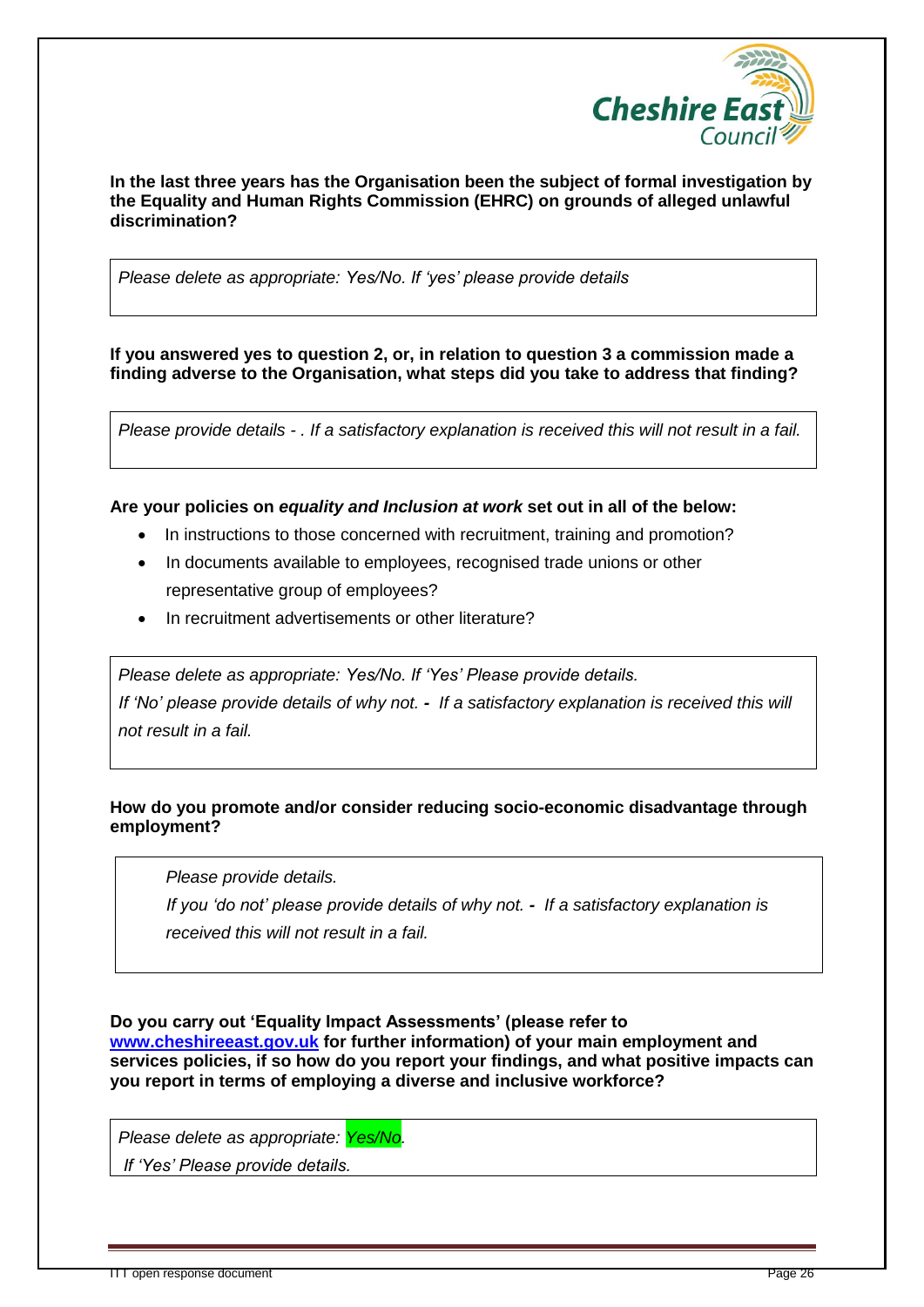**In the last three years has the Organisation been the subject of formal investigation by the Equality and Human Rights Commission (EHRC) on grounds of alleged unlawful discrimination?**

| *Please delete as appropriate: Yes/No. If 'yes' please provide details* |
|---|

**If you answered yes to question 2, or, in relation to question 3 a commission made a finding adverse to the Organisation, what steps did you take to address that finding?**

| *Please provide details - . If a satisfactory explanation is received this will not result in a fail.* |
|---|

**Are your policies on *equality and Inclusion at work* set out in all of the below:**

- In instructions to those concerned with recruitment, training and promotion?
- In documents available to employees, recognised trade unions or other representative group of employees?
- In recruitment advertisements or other literature?

| *Please delete as appropriate: Yes/No. If 'Yes' Please provide details.* <br> *If 'No' please provide details of why not. - If a satisfactory explanation is received this will not result in a fail.* |
|---|

**How do you promote and/or consider reducing socio-economic disadvantage through employment?**

| *Please provide details.* <br> *If you 'do not' please provide details of why not. - If a satisfactory explanation is received this will not result in a fail.* |
|---|

**Do you carry out 'Equality Impact Assessments' (please refer to [www.cheshireeast.gov.uk](http://www.cheshireeast.gov.uk) for further information) of your main employment and services policies, if so how do you report your findings, and what positive impacts can you report in terms of employing a diverse and inclusive workforce?**

| *Please delete as appropriate: Yes/No.* <br> *If 'Yes' Please provide details.* |
|---|

ITT open response document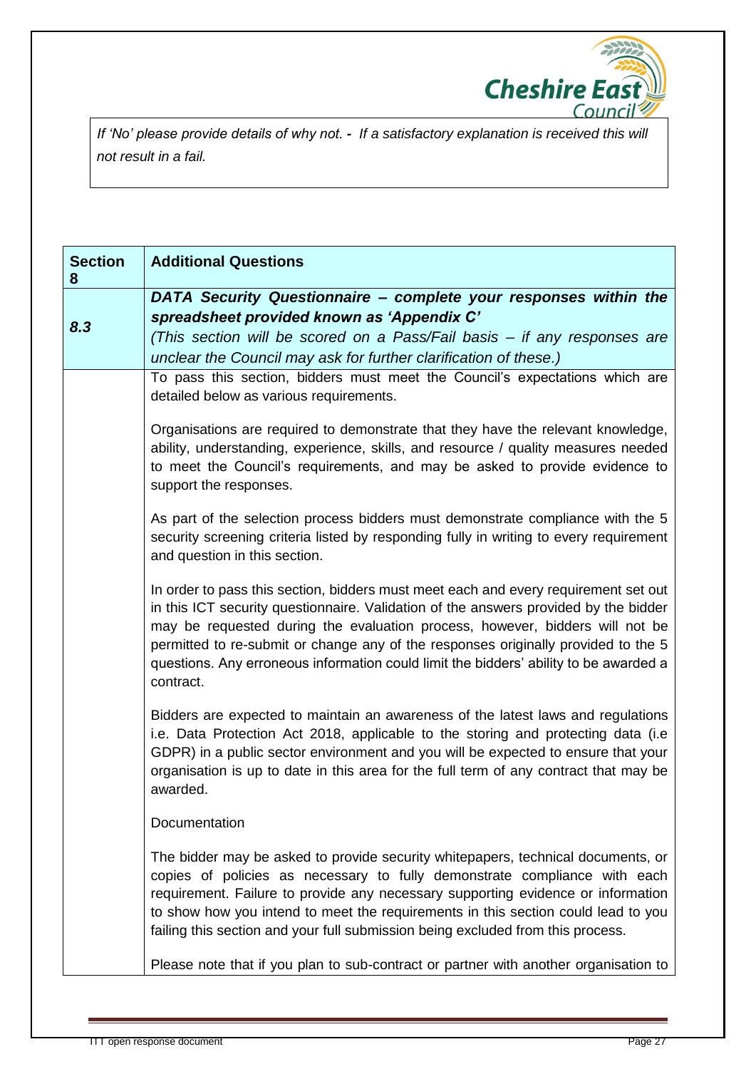*If 'No' please provide details of why not. - If a satisfactory explanation is received this will not result in a fail.*

| Section 8 | Additional Questions |
|---|---|
| ***8.3*** | ***DATA Security Questionnaire – complete your responses within the spreadsheet provided known as 'Appendix C'*** *(This section will be scored on a Pass/Fail basis – if any responses are unclear the Council may ask for further clarification of these.)* |
| | To pass this section, bidders must meet the Council's expectations which are detailed below as various requirements.<br><br>Organisations are required to demonstrate that they have the relevant knowledge, ability, understanding, experience, skills, and resource / quality measures needed to meet the Council's requirements, and may be asked to provide evidence to support the responses.<br><br>As part of the selection process bidders must demonstrate compliance with the 5 security screening criteria listed by responding fully in writing to every requirement and question in this section.<br><br>In order to pass this section, bidders must meet each and every requirement set out in this ICT security questionnaire. Validation of the answers provided by the bidder may be requested during the evaluation process, however, bidders will not be permitted to re-submit or change any of the responses originally provided to the 5 questions. Any erroneous information could limit the bidders' ability to be awarded a contract.<br><br>Bidders are expected to maintain an awareness of the latest laws and regulations i.e. Data Protection Act 2018, applicable to the storing and protecting data (i.e GDPR) in a public sector environment and you will be expected to ensure that your organisation is up to date in this area for the full term of any contract that may be awarded.<br><br>Documentation<br><br>The bidder may be asked to provide security whitepapers, technical documents, or copies of policies as necessary to fully demonstrate compliance with each requirement. Failure to provide any necessary supporting evidence or information to show how you intend to meet the requirements in this section could lead to you failing this section and your full submission being excluded from this process.<br><br>Please note that if you plan to sub-contract or partner with another organisation to |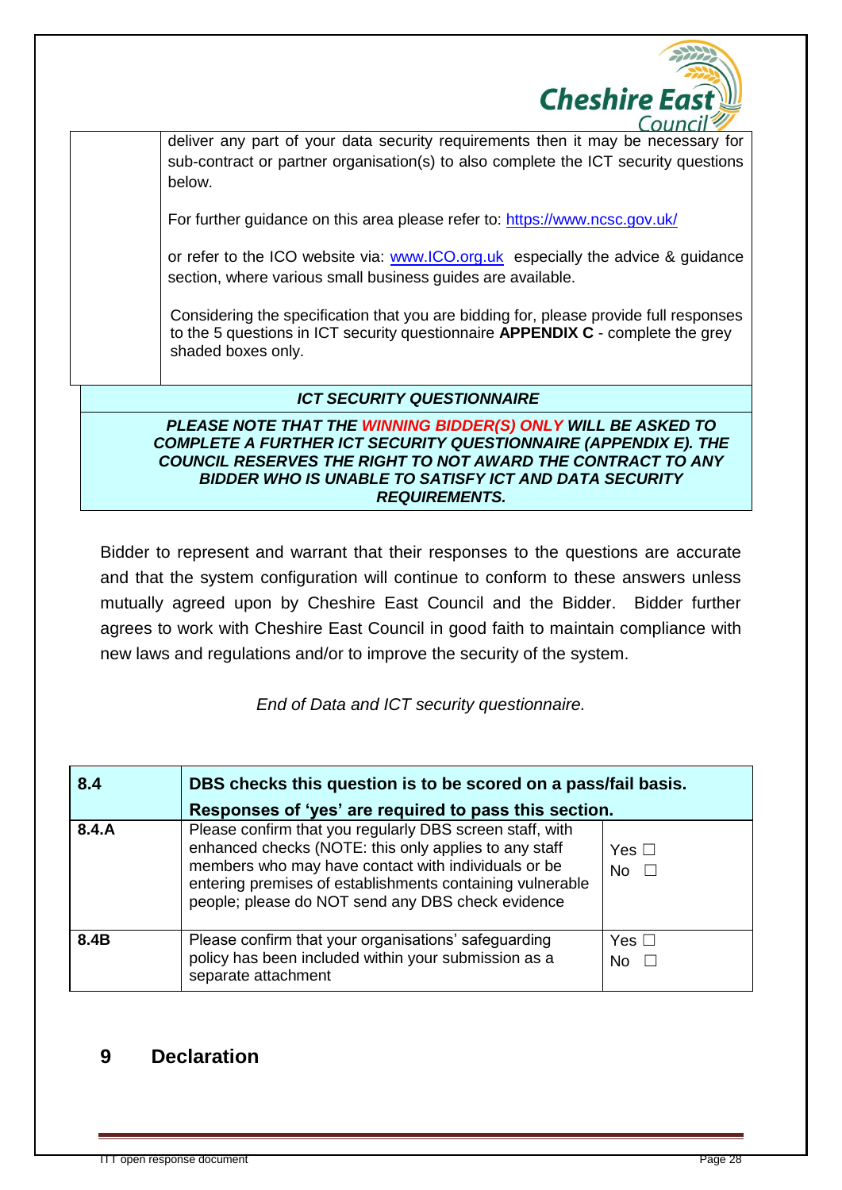deliver any part of your data security requirements then it may be necessary for sub-contract or partner organisation(s) to also complete the ICT security questions below.

For further guidance on this area please refer to: [https://www.ncsc.gov.uk/](https://www.ncsc.gov.uk/)

or refer to the ICO website via: [www.ICO.org.uk](http://www.ICO.org.uk) especially the advice & guidance section, where various small business guides are available.

Considering the specification that you are bidding for, please provide full responses to the 5 questions in ICT security questionnaire **APPENDIX C** - complete the grey shaded boxes only.

***ICT SECURITY QUESTIONNAIRE***

***PLEASE NOTE THAT THE WINNING BIDDER(S) ONLY WILL BE ASKED TO COMPLETE A FURTHER ICT SECURITY QUESTIONNAIRE (APPENDIX E). THE COUNCIL RESERVES THE RIGHT TO NOT AWARD THE CONTRACT TO ANY BIDDER WHO IS UNABLE TO SATISFY ICT AND DATA SECURITY REQUIREMENTS.***

Bidder to represent and warrant that their responses to the questions are accurate and that the system configuration will continue to conform to these answers unless mutually agreed upon by Cheshire East Council and the Bidder. Bidder further agrees to work with Cheshire East Council in good faith to maintain compliance with new laws and regulations and/or to improve the security of the system.

*End of Data and ICT security questionnaire.*

| **8.4** | **DBS checks this question is to be scored on a pass/fail basis. Responses of 'yes' are required to pass this section.** | |
|---|---|---|
| **8.4.A** | Please confirm that you regularly DBS screen staff, with enhanced checks (NOTE: this only applies to any staff members who may have contact with individuals or be entering premises of establishments containing vulnerable people; please do NOT send any DBS check evidence | Yes ☐<br>No ☐ |
| **8.4B** | Please confirm that your organisations' safeguarding policy has been included within your submission as a separate attachment | Yes ☐<br>No ☐ |

## 9 Declaration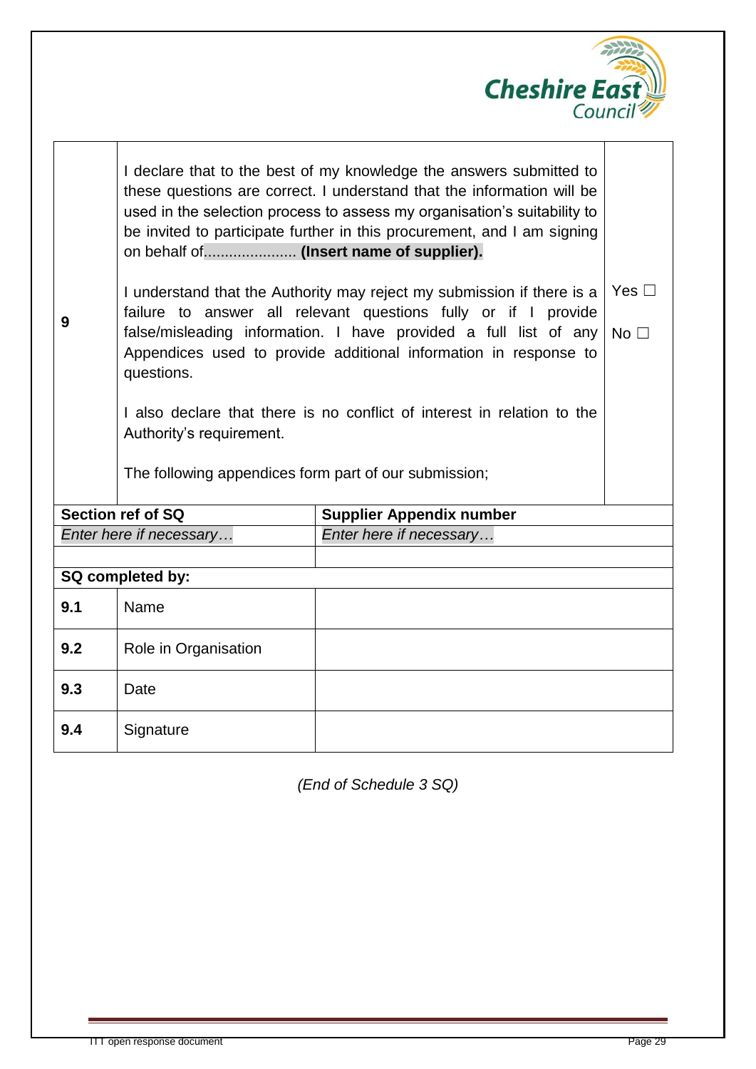| 9 | I declare that to the best of my knowledge the answers submitted to these questions are correct. I understand that the information will be used in the selection process to assess my organisation's suitability to be invited to participate further in this procurement, and I am signing on behalf of...................... **(Insert name of supplier).**<br><br>I understand that the Authority may reject my submission if there is a failure to answer all relevant questions fully or if I provide false/misleading information. I have provided a full list of any Appendices used to provide additional information in response to questions.<br><br>I also declare that there is no conflict of interest in relation to the Authority's requirement.<br><br>The following appendices form part of our submission; | Yes ☐<br><br>No ☐ |
|---|---|---|

| **Section ref of SQ** | **Supplier Appendix number** |
|---|---|
| *Enter here if necessary…* | *Enter here if necessary…* |
| | |

| **SQ completed by:** | | |
|---|---|---|
| **9.1** | Name | |
| **9.2** | Role in Organisation | |
| **9.3** | Date | |
| **9.4** | Signature | |

*(End of Schedule 3 SQ)*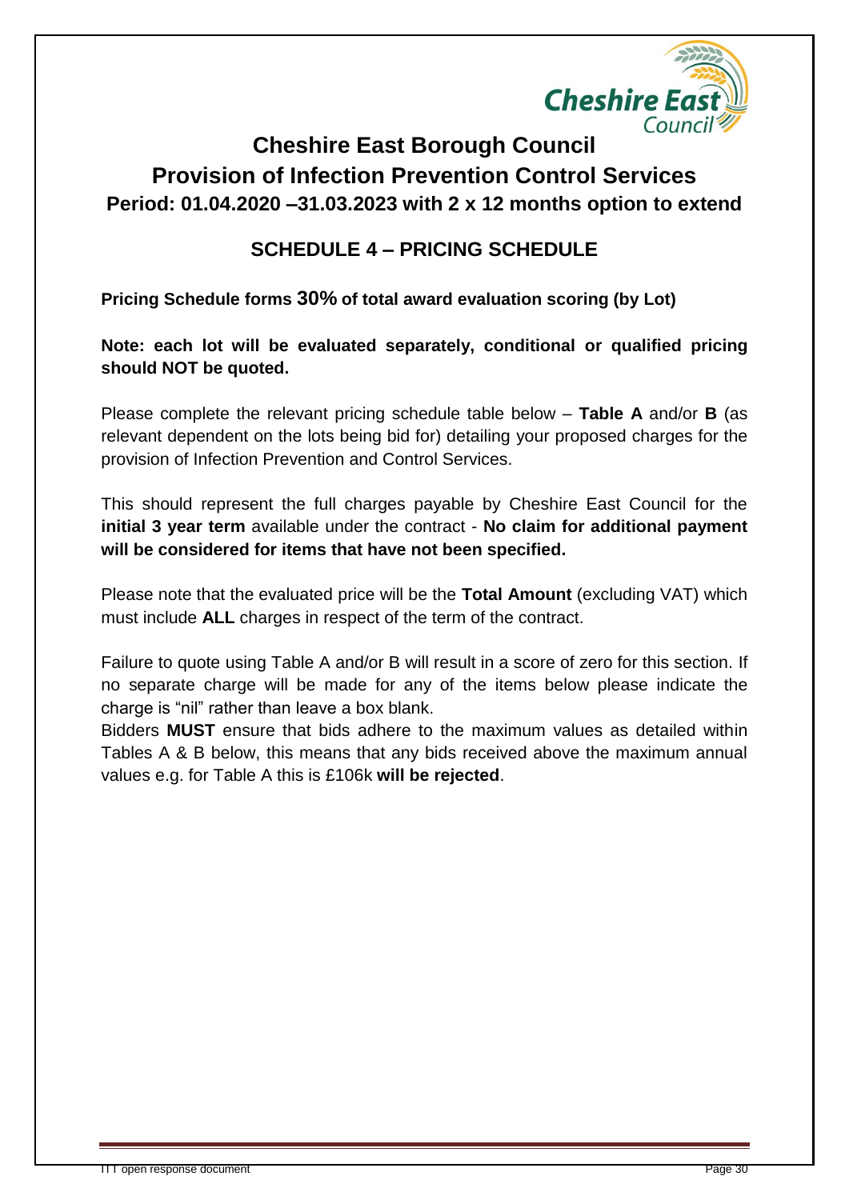# Cheshire East Borough Council

## Provision of Infection Prevention Control Services

### Period: 01.04.2020 –31.03.2023 with 2 x 12 months option to extend

## SCHEDULE 4 – PRICING SCHEDULE

**Pricing Schedule forms 30% of total award evaluation scoring (by Lot)**

**Note: each lot will be evaluated separately, conditional or qualified pricing should NOT be quoted.**

Please complete the relevant pricing schedule table below – **Table A** and/or **B** (as relevant dependent on the lots being bid for) detailing your proposed charges for the provision of Infection Prevention and Control Services.

This should represent the full charges payable by Cheshire East Council for the **initial 3 year term** available under the contract - **No claim for additional payment will be considered for items that have not been specified.**

Please note that the evaluated price will be the **Total Amount** (excluding VAT) which must include **ALL** charges in respect of the term of the contract.

Failure to quote using Table A and/or B will result in a score of zero for this section. If no separate charge will be made for any of the items below please indicate the charge is "nil" rather than leave a box blank.

Bidders **MUST** ensure that bids adhere to the maximum values as detailed within Tables A & B below, this means that any bids received above the maximum annual values e.g. for Table A this is £106k **will be rejected**.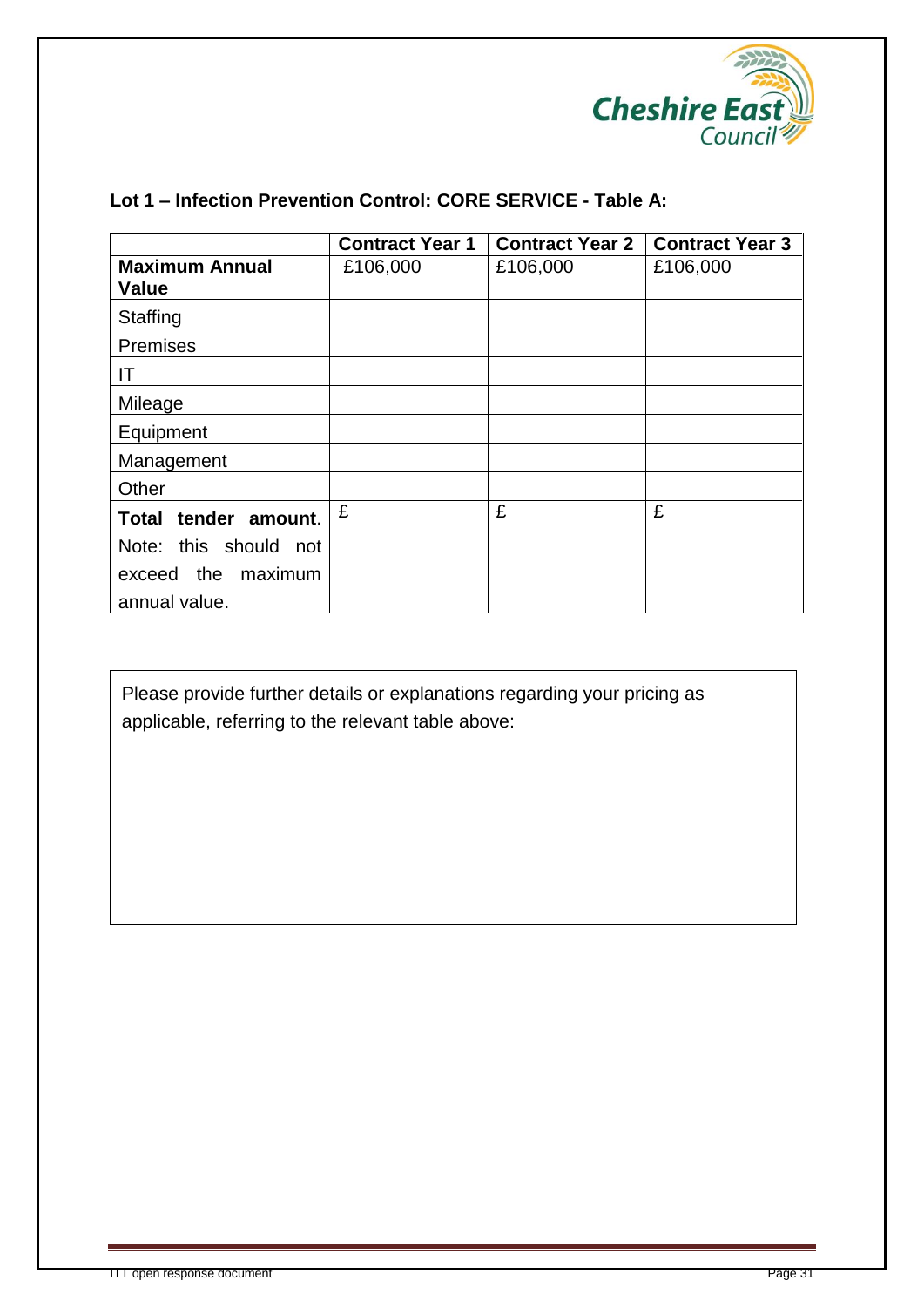**Lot 1 – Infection Prevention Control: CORE SERVICE - Table A:**

| | Contract Year 1 | Contract Year 2 | Contract Year 3 |
|---|---|---|---|
| **Maximum Annual Value** | £106,000 | £106,000 | £106,000 |
| Staffing | | | |
| Premises | | | |
| IT | | | |
| Mileage | | | |
| Equipment | | | |
| Management | | | |
| Other | | | |
| **Total tender amount**. Note: this should not exceed the maximum annual value. | £ | £ | £ |

| Please provide further details or explanations regarding your pricing as applicable, referring to the relevant table above: |
|---|
| |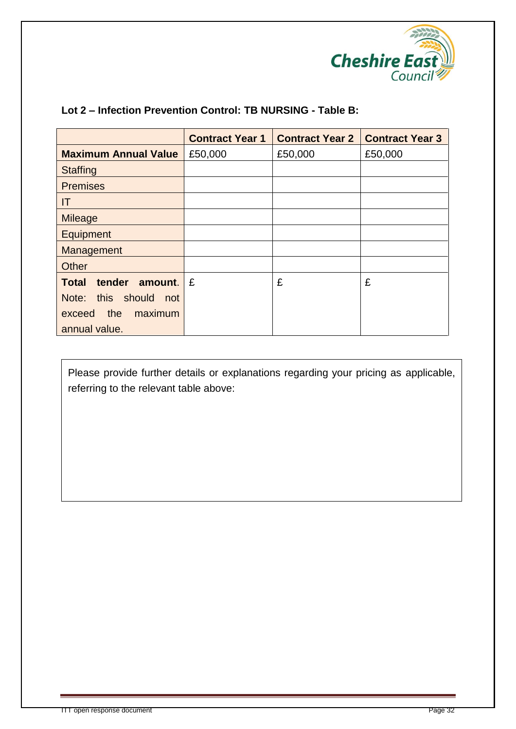**Lot 2 – Infection Prevention Control: TB NURSING - Table B:**

| | Contract Year 1 | Contract Year 2 | Contract Year 3 |
|---|---|---|---|
| **Maximum Annual Value** | £50,000 | £50,000 | £50,000 |
| Staffing | | | |
| Premises | | | |
| IT | | | |
| Mileage | | | |
| Equipment | | | |
| Management | | | |
| Other | | | |
| **Total tender amount**. Note: this should not exceed the maximum annual value. | £ | £ | £ |

Please provide further details or explanations regarding your pricing as applicable, referring to the relevant table above: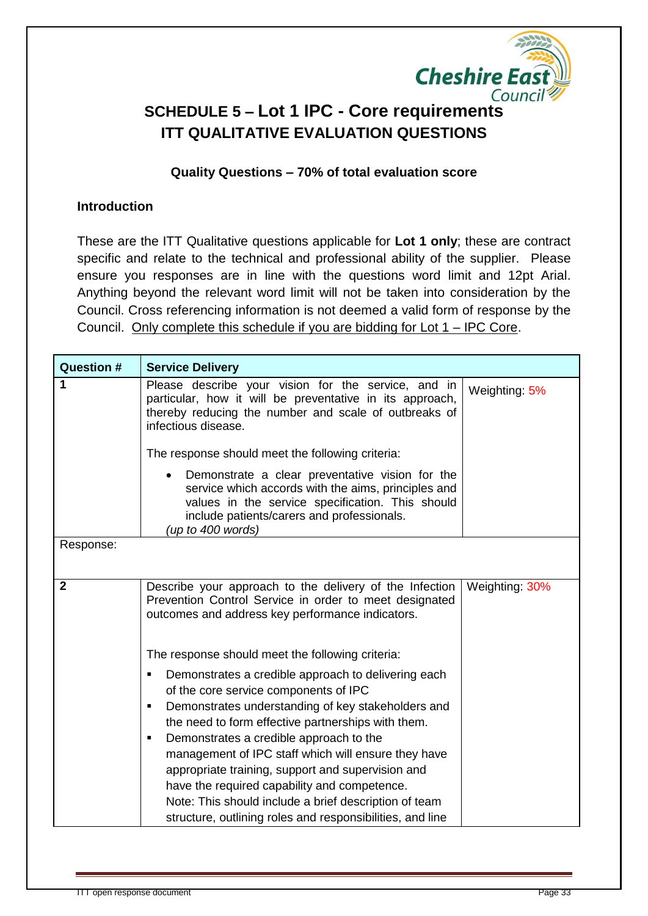# SCHEDULE 5 – Lot 1 IPC - Core requirements
## ITT QUALITATIVE EVALUATION QUESTIONS

**Quality Questions – 70% of total evaluation score**

**Introduction**

These are the ITT Qualitative questions applicable for **Lot 1 only**; these are contract specific and relate to the technical and professional ability of the supplier. Please ensure you responses are in line with the questions word limit and 12pt Arial. Anything beyond the relevant word limit will not be taken into consideration by the Council. Cross referencing information is not deemed a valid form of response by the Council. Only complete this schedule if you are bidding for Lot 1 – IPC Core.

| Question # | Service Delivery | |
|---|---|---|
| 1 | Please describe your vision for the service, and in particular, how it will be preventative in its approach, thereby reducing the number and scale of outbreaks of infectious disease.<br><br>The response should meet the following criteria:<br><br>• Demonstrate a clear preventative vision for the service which accords with the aims, principles and values in the service specification. This should include patients/carers and professionals.<br>*(up to 400 words)* | Weighting: 5% |
| Response: | | |
| 2 | Describe your approach to the delivery of the Infection Prevention Control Service in order to meet designated outcomes and address key performance indicators.<br><br>The response should meet the following criteria:<br><br>▪ Demonstrates a credible approach to delivering each of the core service components of IPC<br>▪ Demonstrates understanding of key stakeholders and the need to form effective partnerships with them.<br>▪ Demonstrates a credible approach to the management of IPC staff which will ensure they have appropriate training, support and supervision and have the required capability and competence.<br>Note: This should include a brief description of team structure, outlining roles and responsibilities, and line | Weighting: 30% |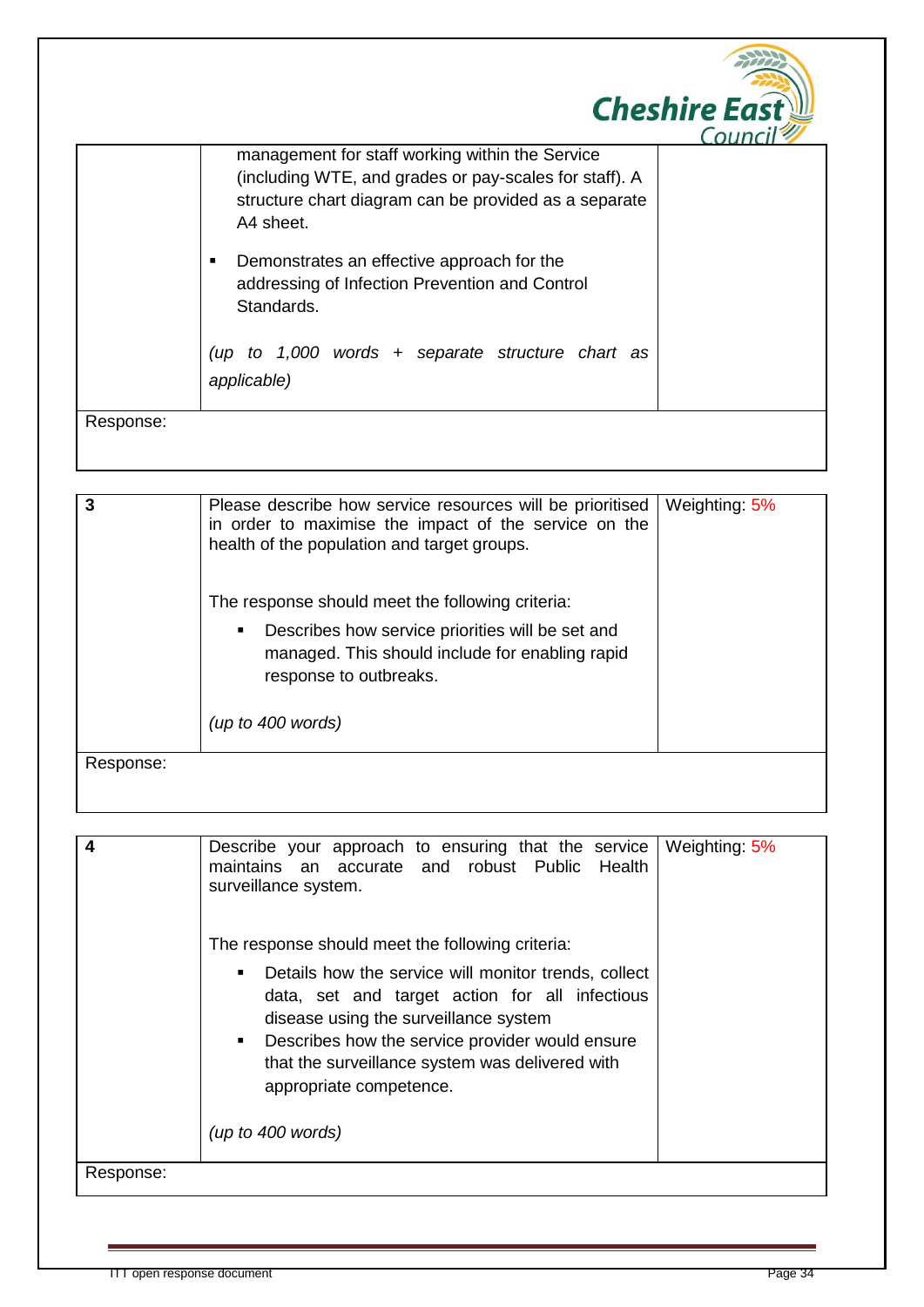| | | |
|---|---|---|
| | management for staff working within the Service (including WTE, and grades or pay-scales for staff). A structure chart diagram can be provided as a separate A4 sheet.<br><br>▪ Demonstrates an effective approach for the addressing of Infection Prevention and Control Standards.<br><br>*(up to 1,000 words + separate structure chart as applicable)* | |
| Response: | | |

| | | |
|---|---|---|
| **3** | Please describe how service resources will be prioritised in order to maximise the impact of the service on the health of the population and target groups.<br><br>The response should meet the following criteria:<br><br>▪ Describes how service priorities will be set and managed. This should include for enabling rapid response to outbreaks.<br><br>*(up to 400 words)* | Weighting: 5% |
| Response: | | |

| | | |
|---|---|---|
| **4** | Describe your approach to ensuring that the service maintains an accurate and robust Public Health surveillance system.<br><br>The response should meet the following criteria:<br><br>▪ Details how the service will monitor trends, collect data, set and target action for all infectious disease using the surveillance system<br>▪ Describes how the service provider would ensure that the surveillance system was delivered with appropriate competence.<br><br>*(up to 400 words)* | Weighting: 5% |
| Response: | | |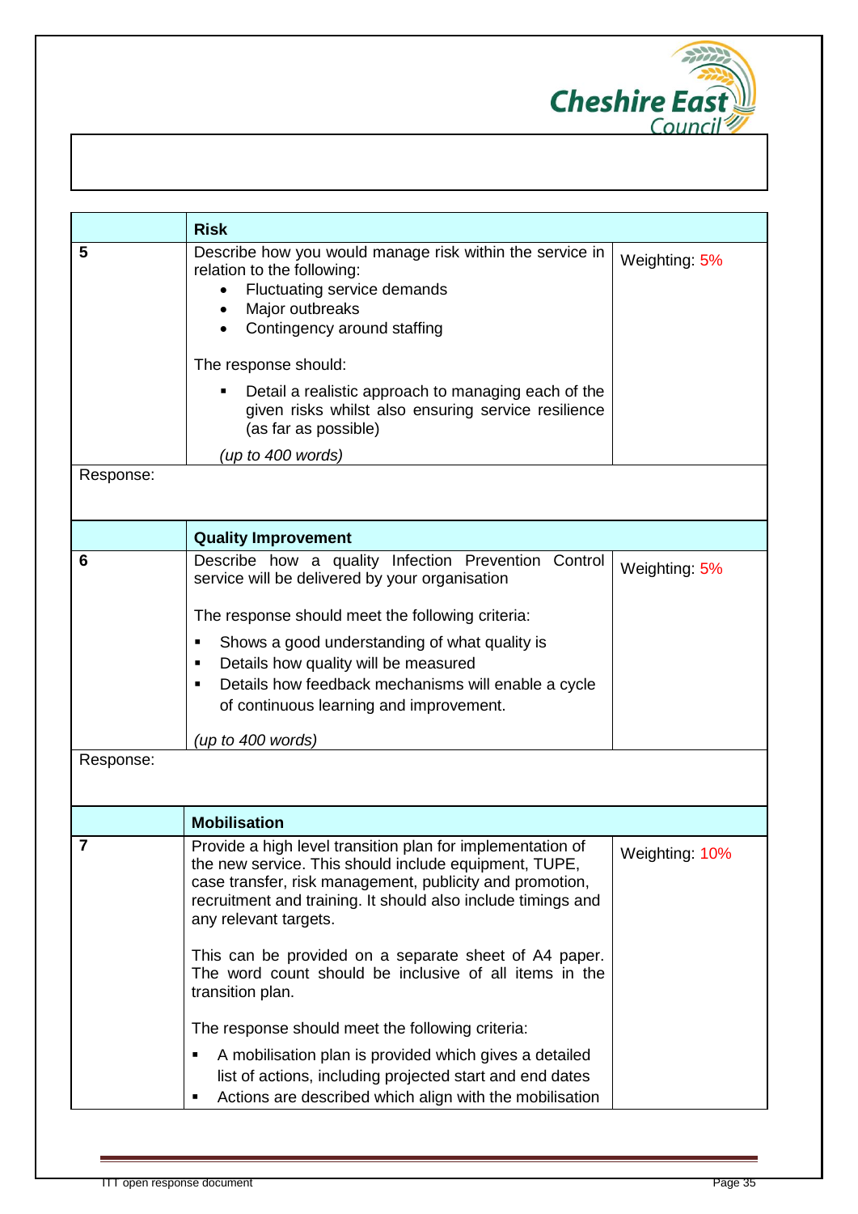| | **Risk** | |
|---|---|---|
| **5** | Describe how you would manage risk within the service in relation to the following:<br>• Fluctuating service demands<br>• Major outbreaks<br>• Contingency around staffing<br><br>The response should:<br>▪ Detail a realistic approach to managing each of the given risks whilst also ensuring service resilience (as far as possible)<br><br>*(up to 400 words)* | Weighting: 5% |
| Response: | | |

| | **Quality Improvement** | |
|---|---|---|
| **6** | Describe how a quality Infection Prevention Control service will be delivered by your organisation<br><br>The response should meet the following criteria:<br>▪ Shows a good understanding of what quality is<br>▪ Details how quality will be measured<br>▪ Details how feedback mechanisms will enable a cycle of continuous learning and improvement.<br><br>*(up to 400 words)* | Weighting: 5% |
| Response: | | |

| | **Mobilisation** | |
|---|---|---|
| **7** | Provide a high level transition plan for implementation of the new service. This should include equipment, TUPE, case transfer, risk management, publicity and promotion, recruitment and training. It should also include timings and any relevant targets.<br><br>This can be provided on a separate sheet of A4 paper. The word count should be inclusive of all items in the transition plan.<br><br>The response should meet the following criteria:<br>▪ A mobilisation plan is provided which gives a detailed list of actions, including projected start and end dates<br>▪ Actions are described which align with the mobilisation | Weighting: 10% |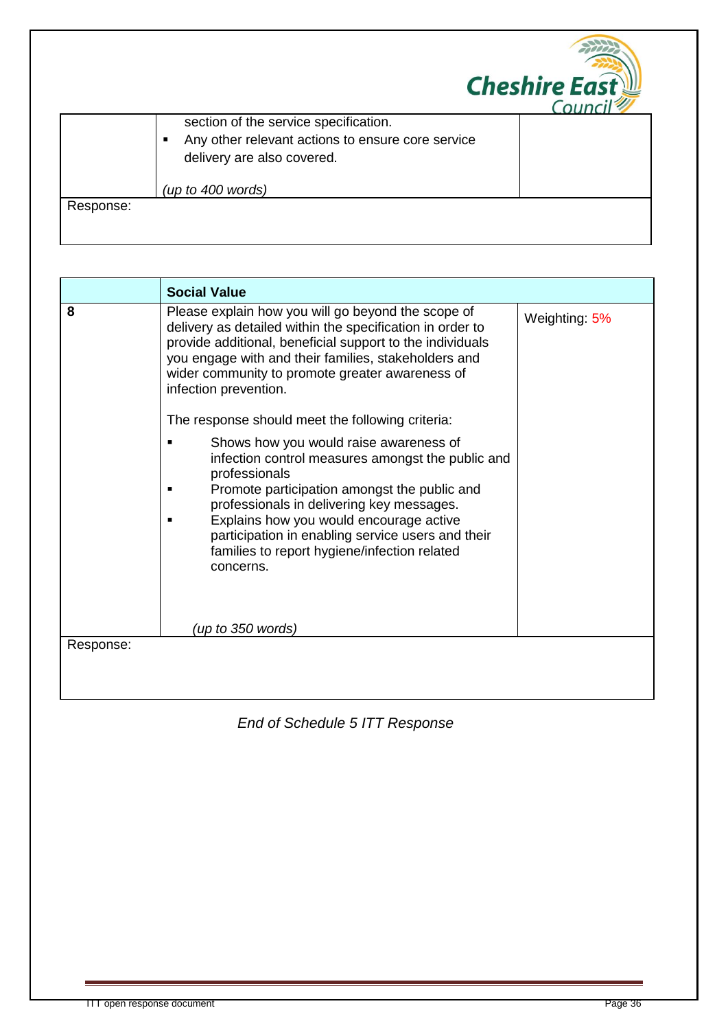| | section of the service specification.<br>▪ Any other relevant actions to ensure core service delivery are also covered.<br><br>*(up to 400 words)* | |
|---|---|---|
| Response: | | |

| | **Social Value** | |
|---|---|---|
| **8** | Please explain how you will go beyond the scope of delivery as detailed within the specification in order to provide additional, beneficial support to the individuals you engage with and their families, stakeholders and wider community to promote greater awareness of infection prevention.<br><br>The response should meet the following criteria:<br><br>▪ Shows how you would raise awareness of infection control measures amongst the public and professionals<br>▪ Promote participation amongst the public and professionals in delivering key messages.<br>▪ Explains how you would encourage active participation in enabling service users and their families to report hygiene/infection related concerns.<br><br>*(up to 350 words)* | Weighting: 5% |
| Response: | | |

*End of Schedule 5 ITT Response*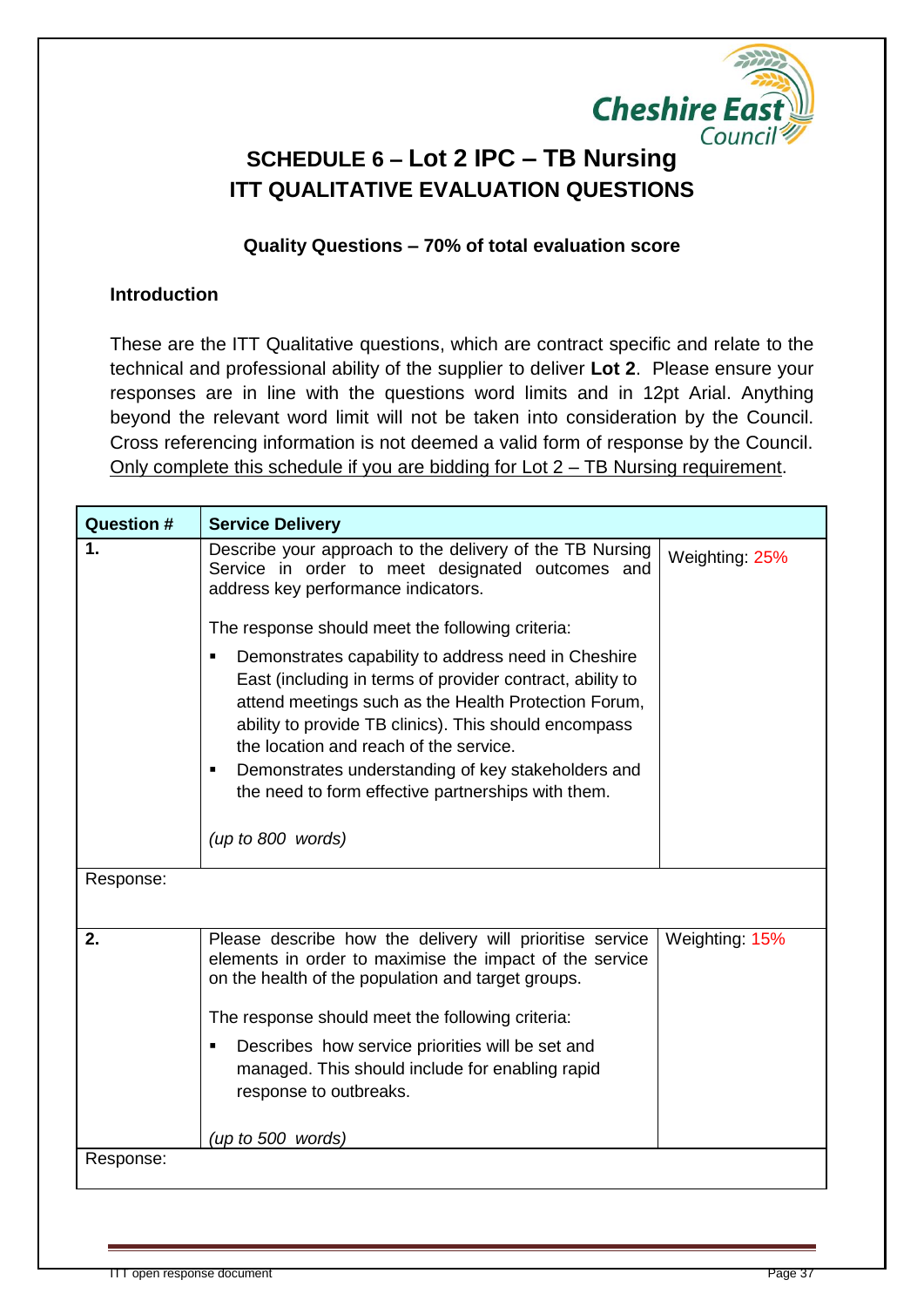# SCHEDULE 6 – Lot 2 IPC – TB Nursing
# ITT QUALITATIVE EVALUATION QUESTIONS

**Quality Questions – 70% of total evaluation score**

**Introduction**

These are the ITT Qualitative questions, which are contract specific and relate to the technical and professional ability of the supplier to deliver **Lot 2**. Please ensure your responses are in line with the questions word limits and in 12pt Arial. Anything beyond the relevant word limit will not be taken into consideration by the Council. Cross referencing information is not deemed a valid form of response by the Council. Only complete this schedule if you are bidding for Lot 2 – TB Nursing requirement.

| Question # | Service Delivery | |
|---|---|---|
| **1.** | Describe your approach to the delivery of the TB Nursing Service in order to meet designated outcomes and address key performance indicators.<br><br>The response should meet the following criteria:<br>▪ Demonstrates capability to address need in Cheshire East (including in terms of provider contract, ability to attend meetings such as the Health Protection Forum, ability to provide TB clinics). This should encompass the location and reach of the service.<br>▪ Demonstrates understanding of key stakeholders and the need to form effective partnerships with them.<br><br>*(up to 800 words)* | Weighting: 25% |
| Response: | | |
| **2.** | Please describe how the delivery will prioritise service elements in order to maximise the impact of the service on the health of the population and target groups.<br><br>The response should meet the following criteria:<br>▪ Describes how service priorities will be set and managed. This should include for enabling rapid response to outbreaks.<br><br>*(up to 500 words)* | Weighting: 15% |
| Response: | | |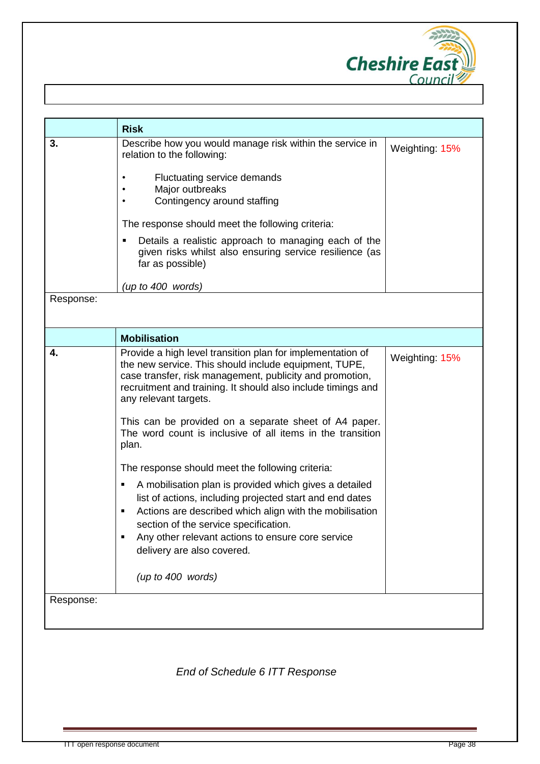| | **Risk** | |
|---|---|---|
| **3.** | Describe how you would manage risk within the service in relation to the following:<br><br>• Fluctuating service demands<br>• Major outbreaks<br>• Contingency around staffing<br><br>The response should meet the following criteria:<br><br>▪ Details a realistic approach to managing each of the given risks whilst also ensuring service resilience (as far as possible)<br><br>*(up to 400 words)* | Weighting: 15% |
| Response: | | |

| | **Mobilisation** | |
|---|---|---|
| **4.** | Provide a high level transition plan for implementation of the new service. This should include equipment, TUPE, case transfer, risk management, publicity and promotion, recruitment and training. It should also include timings and any relevant targets.<br><br>This can be provided on a separate sheet of A4 paper. The word count is inclusive of all items in the transition plan.<br><br>The response should meet the following criteria:<br><br>▪ A mobilisation plan is provided which gives a detailed list of actions, including projected start and end dates<br>▪ Actions are described which align with the mobilisation section of the service specification.<br>▪ Any other relevant actions to ensure core service delivery are also covered.<br><br>*(up to 400 words)* | Weighting: 15% |
| Response: | | |

*End of Schedule 6 ITT Response*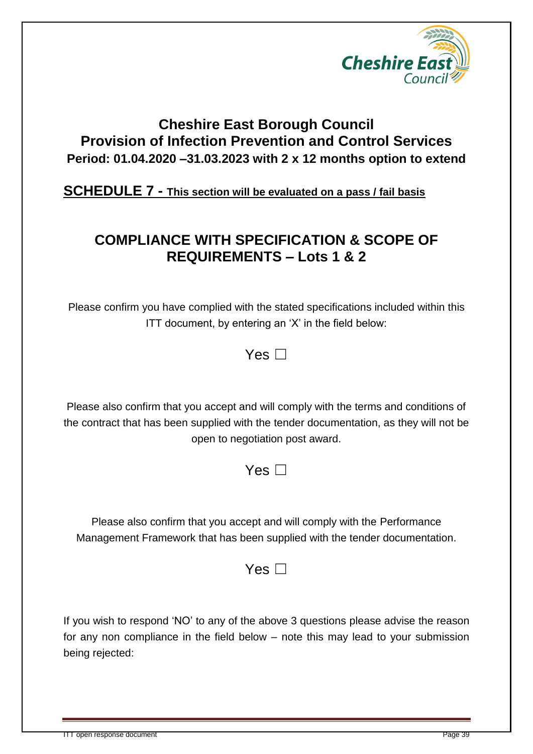# Cheshire East Borough Council
# Provision of Infection Prevention and Control Services
**Period: 01.04.2020 –31.03.2023 with 2 x 12 months option to extend**

## SCHEDULE 7 - <u>This section will be evaluated on a pass / fail basis</u>

## COMPLIANCE WITH SPECIFICATION & SCOPE OF REQUIREMENTS – Lots 1 & 2

Please confirm you have complied with the stated specifications included within this ITT document, by entering an 'X' in the field below:

Yes ☐

Please also confirm that you accept and will comply with the terms and conditions of the contract that has been supplied with the tender documentation, as they will not be open to negotiation post award.

Yes ☐

Please also confirm that you accept and will comply with the Performance Management Framework that has been supplied with the tender documentation.

Yes ☐

If you wish to respond 'NO' to any of the above 3 questions please advise the reason for any non compliance in the field below – note this may lead to your submission being rejected: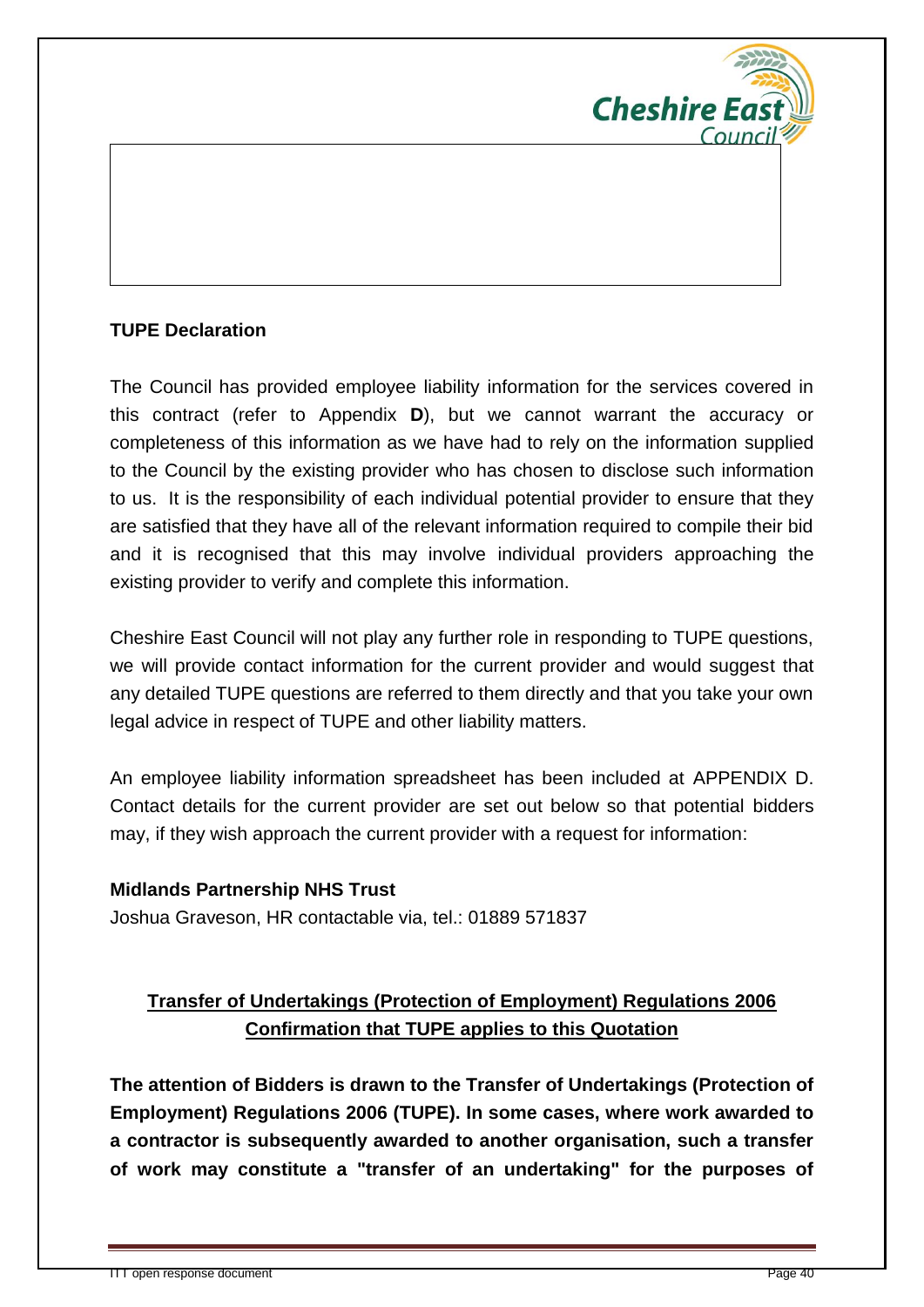**TUPE Declaration**

The Council has provided employee liability information for the services covered in this contract (refer to Appendix **D**), but we cannot warrant the accuracy or completeness of this information as we have had to rely on the information supplied to the Council by the existing provider who has chosen to disclose such information to us. It is the responsibility of each individual potential provider to ensure that they are satisfied that they have all of the relevant information required to compile their bid and it is recognised that this may involve individual providers approaching the existing provider to verify and complete this information.

Cheshire East Council will not play any further role in responding to TUPE questions, we will provide contact information for the current provider and would suggest that any detailed TUPE questions are referred to them directly and that you take your own legal advice in respect of TUPE and other liability matters.

An employee liability information spreadsheet has been included at APPENDIX D. Contact details for the current provider are set out below so that potential bidders may, if they wish approach the current provider with a request for information:

**Midlands Partnership NHS Trust**
Joshua Graveson, HR contactable via, tel.: 01889 571837

**<u>Transfer of Undertakings (Protection of Employment) Regulations 2006</u>**
**<u>Confirmation that TUPE applies to this Quotation</u>**

**The attention of Bidders is drawn to the Transfer of Undertakings (Protection of Employment) Regulations 2006 (TUPE). In some cases, where work awarded to a contractor is subsequently awarded to another organisation, such a transfer of work may constitute a "transfer of an undertaking" for the purposes of**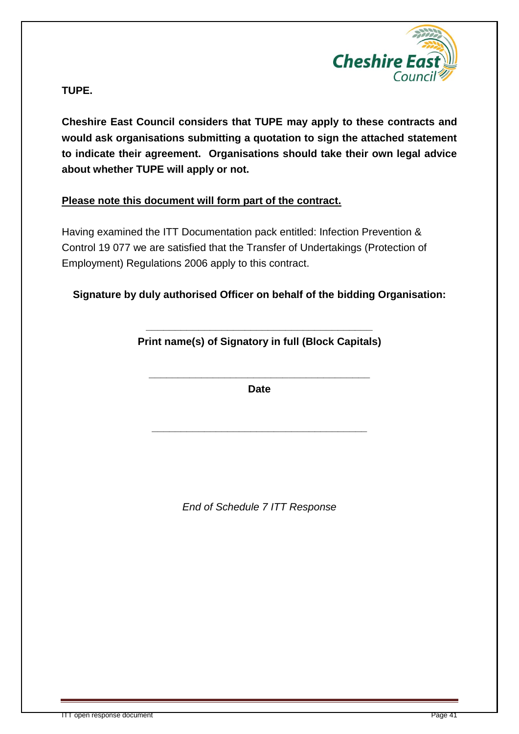**TUPE.**

**Cheshire East Council considers that TUPE may apply to these contracts and would ask organisations submitting a quotation to sign the attached statement to indicate their agreement. Organisations should take their own legal advice about whether TUPE will apply or not.**

**Please note this document will form part of the contract.**

Having examined the ITT Documentation pack entitled: Infection Prevention & Control 19 077 we are satisfied that the Transfer of Undertakings (Protection of Employment) Regulations 2006 apply to this contract.

**Signature by duly authorised Officer on behalf of the bidding Organisation:**

\_\_\_\_\_\_\_\_\_\_\_\_\_\_\_\_\_\_\_\_\_\_\_\_\_\_\_\_\_\_\_\_\_\_\_\_\_\_\_\_

**Print name(s) of Signatory in full (Block Capitals)**

\_\_\_\_\_\_\_\_\_\_\_\_\_\_\_\_\_\_\_\_\_\_\_\_\_\_\_\_\_\_\_\_\_\_\_\_\_\_\_\_

**Date**

\_\_\_\_\_\_\_\_\_\_\_\_\_\_\_\_\_\_\_\_\_\_\_\_\_\_\_\_\_\_\_\_\_\_\_\_\_\_\_\_

*End of Schedule 7 ITT Response*